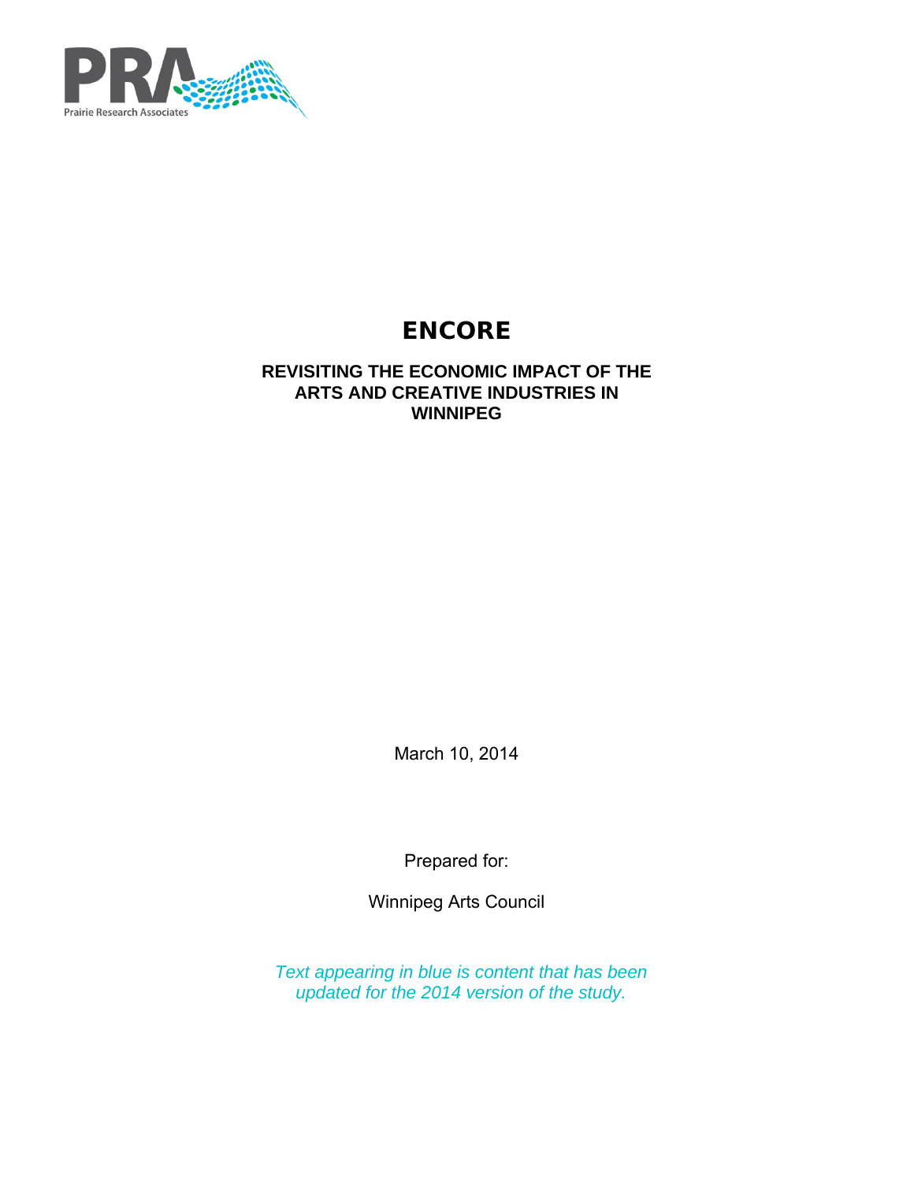Prairie Research Associates

# ENCORE

## REVISITING THE ECONOMIC IMPACT OF THE ARTS AND CREATIVE INDUSTRIES IN WINNIPEG

March 10, 2014

Prepared for:

Winnipeg Arts Council

*Text appearing in blue is content that has been updated for the 2014 version of the study.*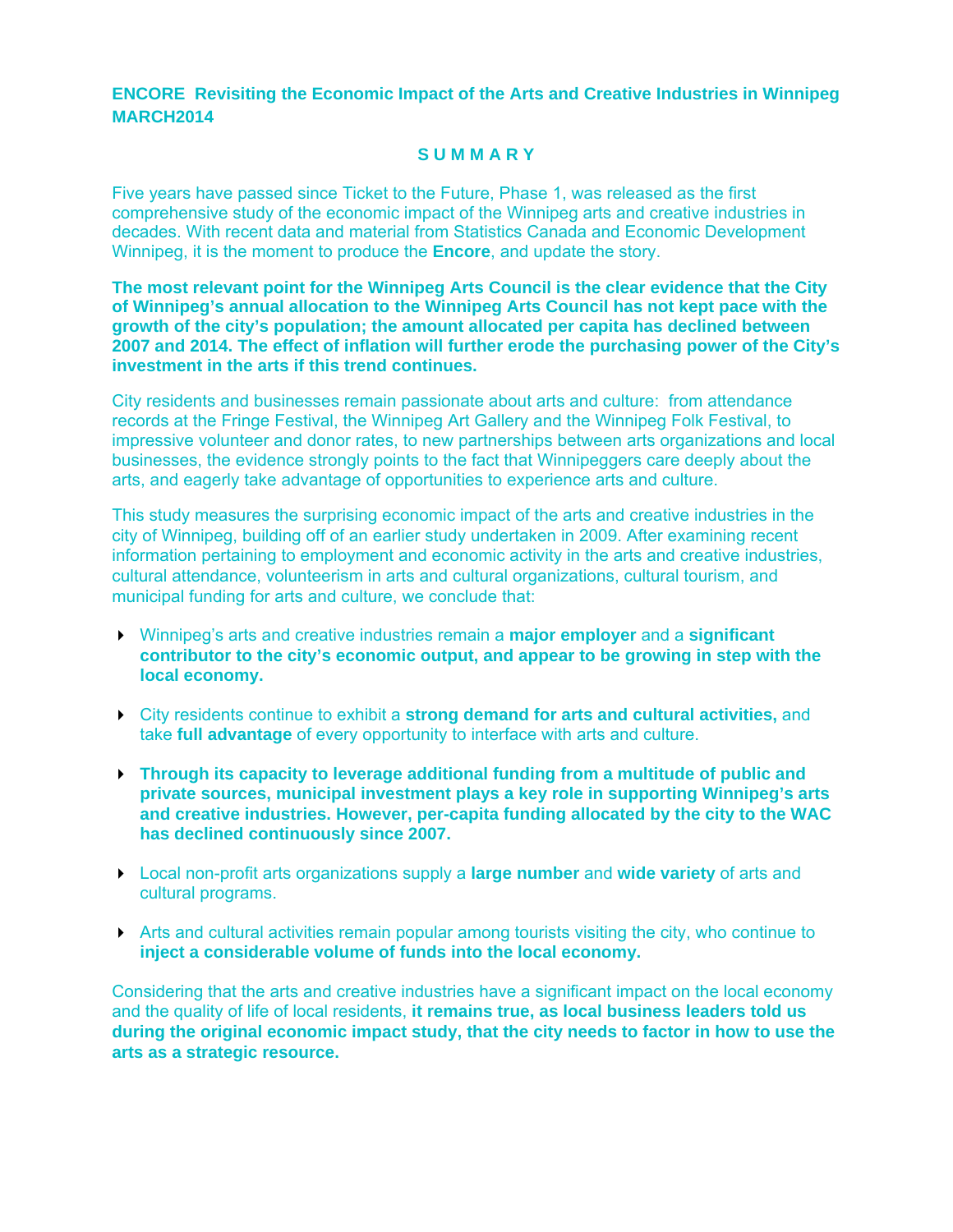**ENCORE Revisiting the Economic Impact of the Arts and Creative Industries in Winnipeg MARCH2014**

## S U M M A R Y

Five years have passed since Ticket to the Future, Phase 1, was released as the first comprehensive study of the economic impact of the Winnipeg arts and creative industries in decades. With recent data and material from Statistics Canada and Economic Development Winnipeg, it is the moment to produce the **Encore**, and update the story.

**The most relevant point for the Winnipeg Arts Council is the clear evidence that the City of Winnipeg's annual allocation to the Winnipeg Arts Council has not kept pace with the growth of the city's population; the amount allocated per capita has declined between 2007 and 2014. The effect of inflation will further erode the purchasing power of the City's investment in the arts if this trend continues.**

City residents and businesses remain passionate about arts and culture: from attendance records at the Fringe Festival, the Winnipeg Art Gallery and the Winnipeg Folk Festival, to impressive volunteer and donor rates, to new partnerships between arts organizations and local businesses, the evidence strongly points to the fact that Winnipeggers care deeply about the arts, and eagerly take advantage of opportunities to experience arts and culture.

This study measures the surprising economic impact of the arts and creative industries in the city of Winnipeg, building off of an earlier study undertaken in 2009. After examining recent information pertaining to employment and economic activity in the arts and creative industries, cultural attendance, volunteerism in arts and cultural organizations, cultural tourism, and municipal funding for arts and culture, we conclude that:

- Winnipeg's arts and creative industries remain a **major employer** and a **significant contributor to the city's economic output, and appear to be growing in step with the local economy.**
- City residents continue to exhibit a **strong demand for arts and cultural activities,** and take **full advantage** of every opportunity to interface with arts and culture.
- **Through its capacity to leverage additional funding from a multitude of public and private sources, municipal investment plays a key role in supporting Winnipeg's arts and creative industries. However, per-capita funding allocated by the city to the WAC has declined continuously since 2007.**
- Local non-profit arts organizations supply a **large number** and **wide variety** of arts and cultural programs.
- Arts and cultural activities remain popular among tourists visiting the city, who continue to **inject a considerable volume of funds into the local economy.**

Considering that the arts and creative industries have a significant impact on the local economy and the quality of life of local residents, **it remains true, as local business leaders told us during the original economic impact study, that the city needs to factor in how to use the arts as a strategic resource.**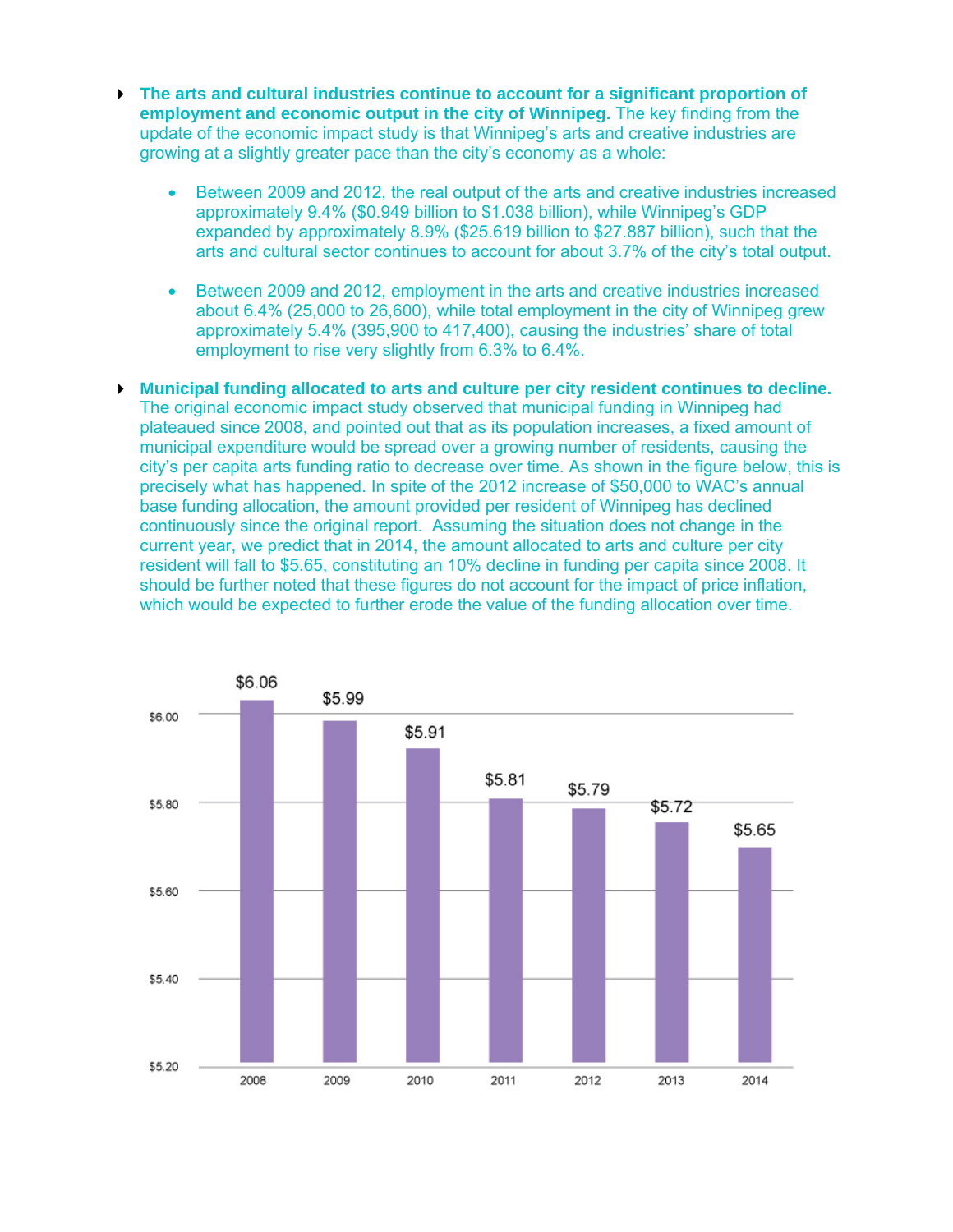- **The arts and cultural industries continue to account for a significant proportion of employment and economic output in the city of Winnipeg.** The key finding from the update of the economic impact study is that Winnipeg's arts and creative industries are growing at a slightly greater pace than the city's economy as a whole:

    - Between 2009 and 2012, the real output of the arts and creative industries increased approximately 9.4% ($0.949 billion to $1.038 billion), while Winnipeg's GDP expanded by approximately 8.9% ($25.619 billion to $27.887 billion), such that the arts and cultural sector continues to account for about 3.7% of the city's total output.

    - Between 2009 and 2012, employment in the arts and creative industries increased about 6.4% (25,000 to 26,600), while total employment in the city of Winnipeg grew approximately 5.4% (395,900 to 417,400), causing the industries' share of total employment to rise very slightly from 6.3% to 6.4%.

- **Municipal funding allocated to arts and culture per city resident continues to decline.** The original economic impact study observed that municipal funding in Winnipeg had plateaued since 2008, and pointed out that as its population increases, a fixed amount of municipal expenditure would be spread over a growing number of residents, causing the city's per capita arts funding ratio to decrease over time. As shown in the figure below, this is precisely what has happened. In spite of the 2012 increase of $50,000 to WAC's annual base funding allocation, the amount provided per resident of Winnipeg has declined continuously since the original report. Assuming the situation does not change in the current year, we predict that in 2014, the amount allocated to arts and culture per city resident will fall to $5.65, constituting an 10% decline in funding per capita since 2008. It should be further noted that these figures do not account for the impact of price inflation, which would be expected to further erode the value of the funding allocation over time.

| Year | Funding per resident |
|---|---|
| 2008 | $6.06 |
| 2009 | $5.99 |
| 2010 | $5.91 |
| 2011 | $5.81 |
| 2012 | $5.79 |
| 2013 | $5.72 |
| 2014 | $5.65 |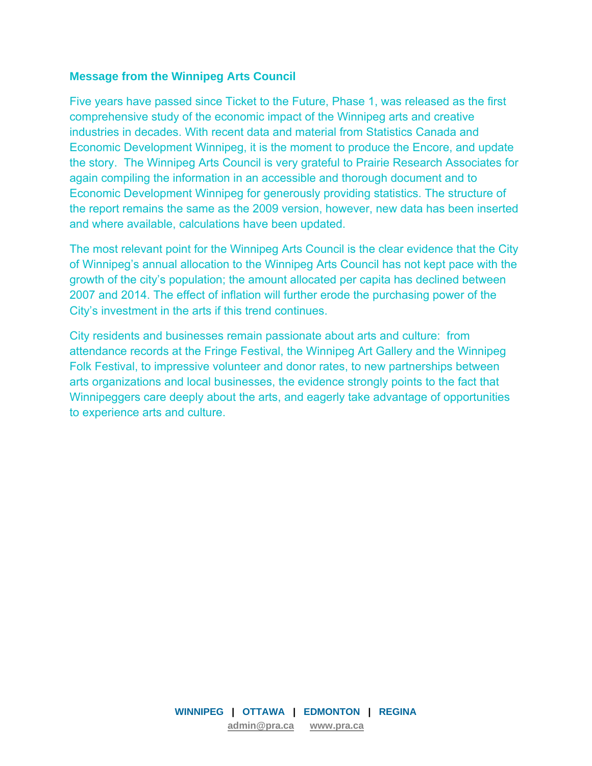## Message from the Winnipeg Arts Council

Five years have passed since Ticket to the Future, Phase 1, was released as the first comprehensive study of the economic impact of the Winnipeg arts and creative industries in decades. With recent data and material from Statistics Canada and Economic Development Winnipeg, it is the moment to produce the Encore, and update the story. The Winnipeg Arts Council is very grateful to Prairie Research Associates for again compiling the information in an accessible and thorough document and to Economic Development Winnipeg for generously providing statistics. The structure of the report remains the same as the 2009 version, however, new data has been inserted and where available, calculations have been updated.

The most relevant point for the Winnipeg Arts Council is the clear evidence that the City of Winnipeg's annual allocation to the Winnipeg Arts Council has not kept pace with the growth of the city's population; the amount allocated per capita has declined between 2007 and 2014. The effect of inflation will further erode the purchasing power of the City's investment in the arts if this trend continues.

City residents and businesses remain passionate about arts and culture: from attendance records at the Fringe Festival, the Winnipeg Art Gallery and the Winnipeg Folk Festival, to impressive volunteer and donor rates, to new partnerships between arts organizations and local businesses, the evidence strongly points to the fact that Winnipeggers care deeply about the arts, and eagerly take advantage of opportunities to experience arts and culture.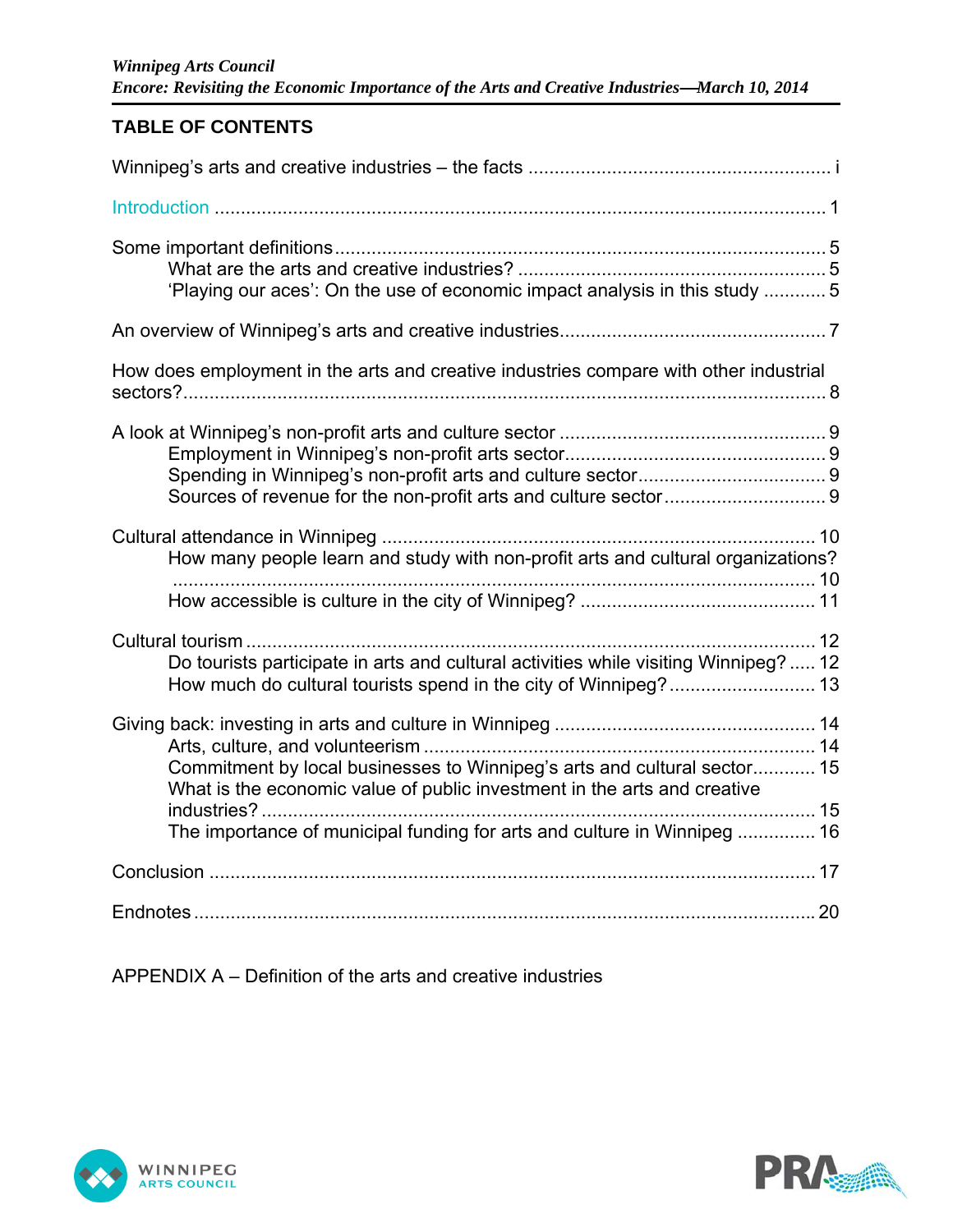## TABLE OF CONTENTS

Winnipeg's arts and creative industries – the facts ........................................................ i

Introduction ........................................................................................................................ 1

Some important definitions ............................................................................................... 5
- What are the arts and creative industries? ............................................................ 5
- 'Playing our aces': On the use of economic impact analysis in this study ............ 5

An overview of Winnipeg's arts and creative industries .................................................. 7

How does employment in the arts and creative industries compare with other industrial sectors? ............................................................................................................................ 8

A look at Winnipeg's non-profit arts and culture sector .................................................. 9
- Employment in Winnipeg's non-profit arts sector .................................................. 9
- Spending in Winnipeg's non-profit arts and culture sector .................................... 9
- Sources of revenue for the non-profit arts and culture sector ............................... 9

Cultural attendance in Winnipeg ................................................................................... 10
- How many people learn and study with non-profit arts and cultural organizations? ........................................................................................................................... 10
- How accessible is culture in the city of Winnipeg? ............................................. 11

Cultural tourism ............................................................................................................. 12
- Do tourists participate in arts and cultural activities while visiting Winnipeg? ..... 12
- How much do cultural tourists spend in the city of Winnipeg? ............................ 13

Giving back: investing in arts and culture in Winnipeg ................................................. 14
- Arts, culture, and volunteerism ........................................................................... 14
- Commitment by local businesses to Winnipeg's arts and cultural sector ............ 15
- What is the economic value of public investment in the arts and creative industries? .......................................................................................................... 15
- The importance of municipal funding for arts and culture in Winnipeg ............... 16

Conclusion .................................................................................................................... 17

Endnotes ....................................................................................................................... 20

APPENDIX A – Definition of the arts and creative industries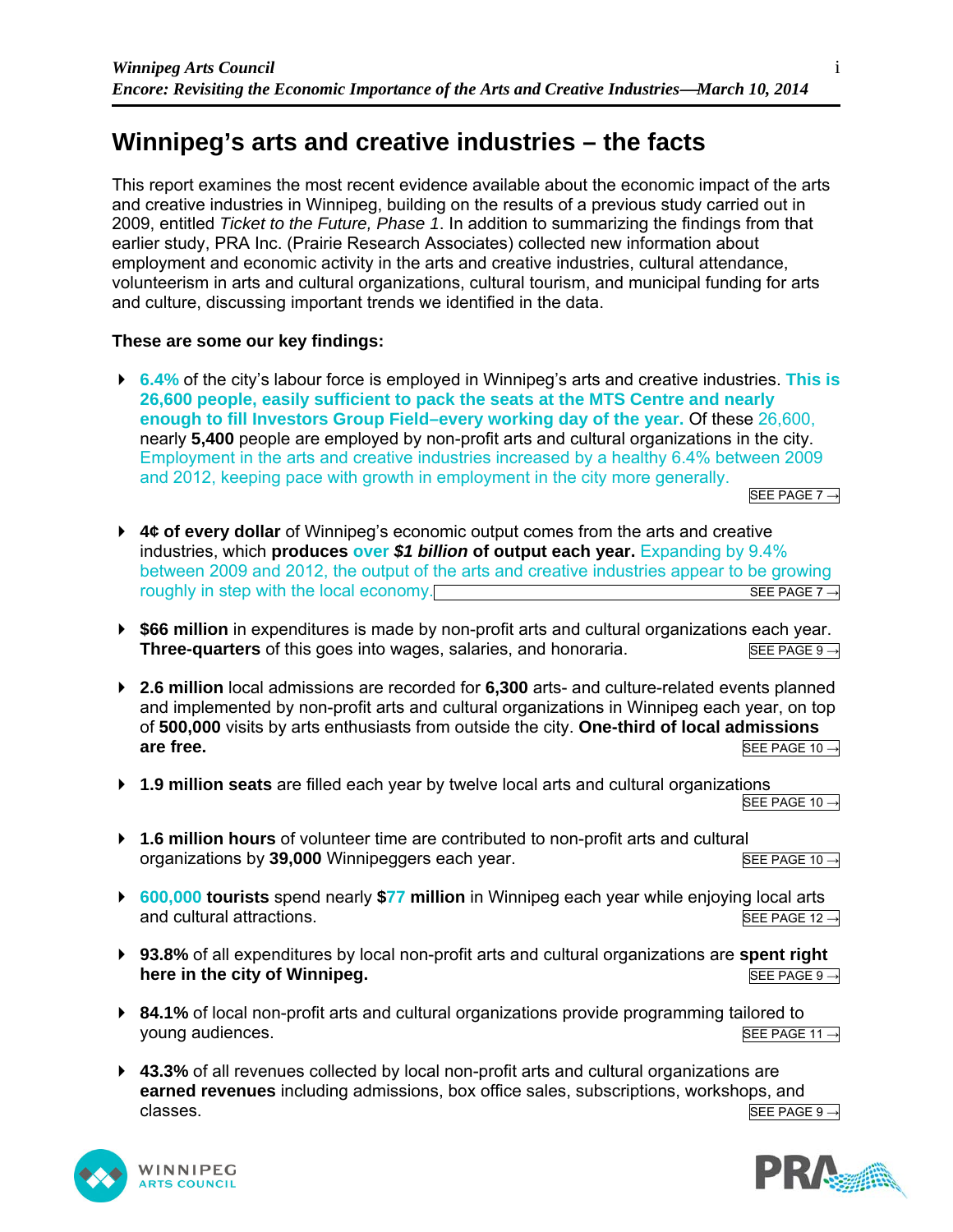# Winnipeg's arts and creative industries – the facts

This report examines the most recent evidence available about the economic impact of the arts and creative industries in Winnipeg, building on the results of a previous study carried out in 2009, entitled *Ticket to the Future, Phase 1*. In addition to summarizing the findings from that earlier study, PRA Inc. (Prairie Research Associates) collected new information about employment and economic activity in the arts and creative industries, cultural attendance, volunteerism in arts and cultural organizations, cultural tourism, and municipal funding for arts and culture, discussing important trends we identified in the data.

**These are some our key findings:**

- **6.4%** of the city's labour force is employed in Winnipeg's arts and creative industries. **This is 26,600 people, easily sufficient to pack the seats at the MTS Centre and nearly enough to fill Investors Group Field–every working day of the year.** Of these 26,600, nearly **5,400** people are employed by non-profit arts and cultural organizations in the city. Employment in the arts and creative industries increased by a healthy 6.4% between 2009 and 2012, keeping pace with growth in employment in the city more generally. SEE PAGE 7 →

- **4¢ of every dollar** of Winnipeg's economic output comes from the arts and creative industries, which **produces over *$1 billion* of output each year.** Expanding by 9.4% between 2009 and 2012, the output of the arts and creative industries appear to be growing roughly in step with the local economy. SEE PAGE 7 →

- **$66 million** in expenditures is made by non-profit arts and cultural organizations each year. **Three-quarters** of this goes into wages, salaries, and honoraria. SEE PAGE 9 →

- **2.6 million** local admissions are recorded for **6,300** arts- and culture-related events planned and implemented by non-profit arts and cultural organizations in Winnipeg each year, on top of **500,000** visits by arts enthusiasts from outside the city. **One-third of local admissions are free.** SEE PAGE 10 →

- **1.9 million seats** are filled each year by twelve local arts and cultural organizations SEE PAGE 10 →

- **1.6 million hours** of volunteer time are contributed to non-profit arts and cultural organizations by **39,000** Winnipeggers each year. SEE PAGE 10 →

- **600,000 tourists** spend nearly **$77 million** in Winnipeg each year while enjoying local arts and cultural attractions. SEE PAGE 12 →

- **93.8%** of all expenditures by local non-profit arts and cultural organizations are **spent right here in the city of Winnipeg.** SEE PAGE 9 →

- **84.1%** of local non-profit arts and cultural organizations provide programming tailored to young audiences. SEE PAGE 11 →

- **43.3%** of all revenues collected by local non-profit arts and cultural organizations are **earned revenues** including admissions, box office sales, subscriptions, workshops, and classes. SEE PAGE 9 →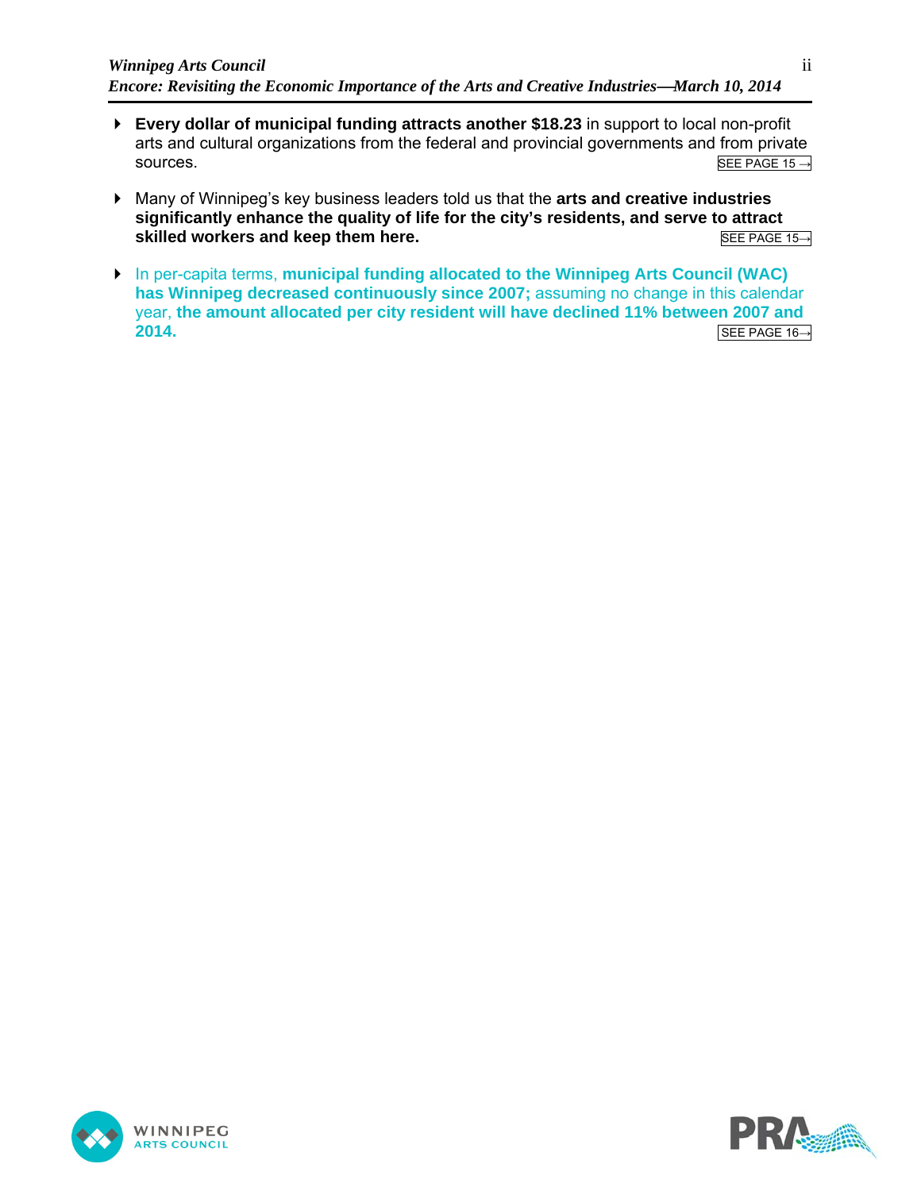- **Every dollar of municipal funding attracts another $18.23** in support to local non-profit arts and cultural organizations from the federal and provincial governments and from private sources. SEE PAGE 15 →

- Many of Winnipeg's key business leaders told us that the **arts and creative industries significantly enhance the quality of life for the city's residents, and serve to attract skilled workers and keep them here.** SEE PAGE 15→

- In per-capita terms, **municipal funding allocated to the Winnipeg Arts Council (WAC) has Winnipeg decreased continuously since 2007;** assuming no change in this calendar year, **the amount allocated per city resident will have declined 11% between 2007 and 2014.** SEE PAGE 16→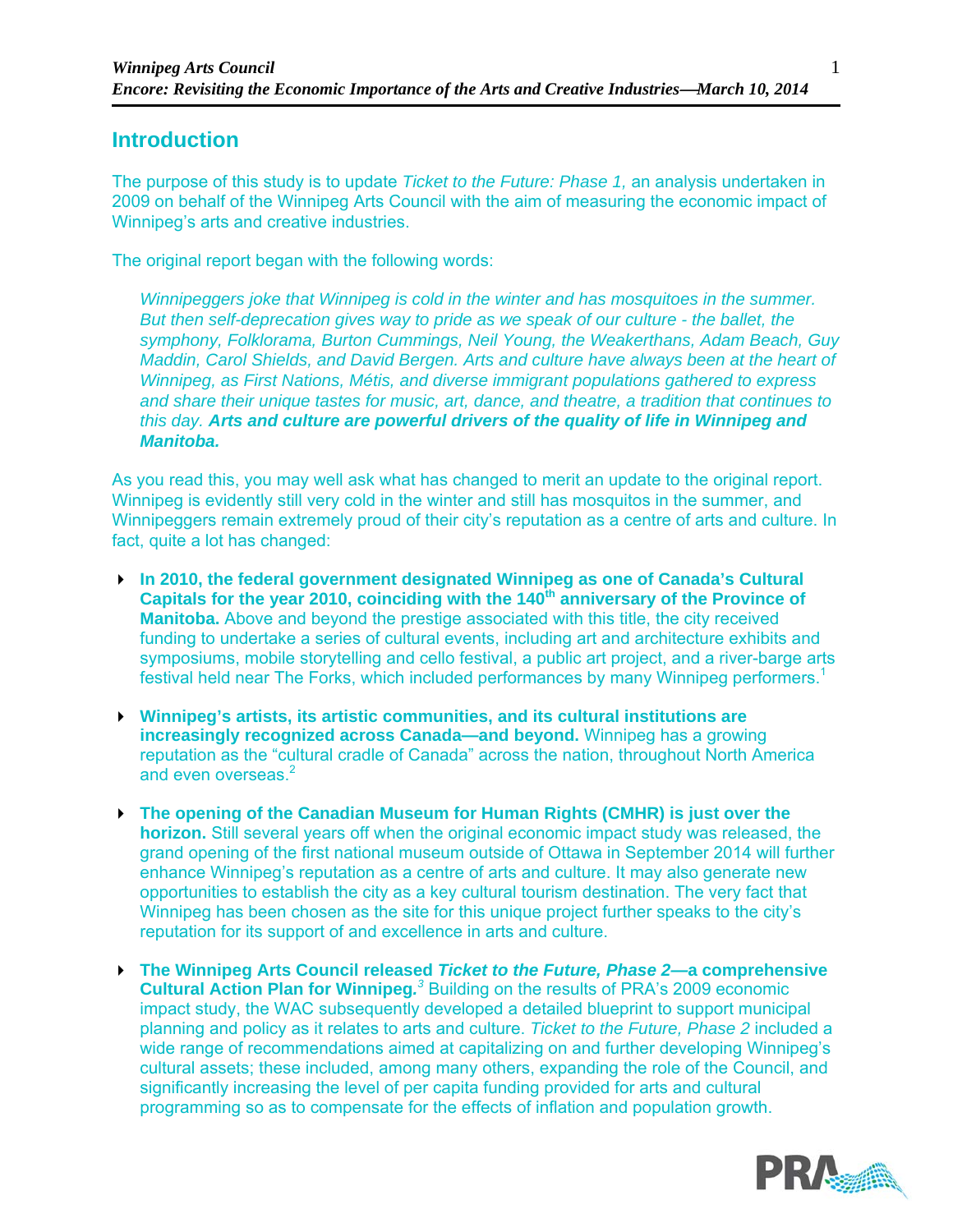## Introduction

The purpose of this study is to update *Ticket to the Future: Phase 1,* an analysis undertaken in 2009 on behalf of the Winnipeg Arts Council with the aim of measuring the economic impact of Winnipeg's arts and creative industries.

The original report began with the following words:

> *Winnipeggers joke that Winnipeg is cold in the winter and has mosquitoes in the summer. But then self-deprecation gives way to pride as we speak of our culture - the ballet, the symphony, Folklorama, Burton Cummings, Neil Young, the Weakerthans, Adam Beach, Guy Maddin, Carol Shields, and David Bergen. Arts and culture have always been at the heart of Winnipeg, as First Nations, Métis, and diverse immigrant populations gathered to express and share their unique tastes for music, art, dance, and theatre, a tradition that continues to this day.* ***Arts and culture are powerful drivers of the quality of life in Winnipeg and Manitoba.***

As you read this, you may well ask what has changed to merit an update to the original report. Winnipeg is evidently still very cold in the winter and still has mosquitos in the summer, and Winnipeggers remain extremely proud of their city's reputation as a centre of arts and culture. In fact, quite a lot has changed:

- **In 2010, the federal government designated Winnipeg as one of Canada's Cultural Capitals for the year 2010, coinciding with the 140th anniversary of the Province of Manitoba.** Above and beyond the prestige associated with this title, the city received funding to undertake a series of cultural events, including art and architecture exhibits and symposiums, mobile storytelling and cello festival, a public art project, and a river-barge arts festival held near The Forks, which included performances by many Winnipeg performers.[1]

- **Winnipeg's artists, its artistic communities, and its cultural institutions are increasingly recognized across Canada—and beyond.** Winnipeg has a growing reputation as the "cultural cradle of Canada" across the nation, throughout North America and even overseas.[2]

- **The opening of the Canadian Museum for Human Rights (CMHR) is just over the horizon.** Still several years off when the original economic impact study was released, the grand opening of the first national museum outside of Ottawa in September 2014 will further enhance Winnipeg's reputation as a centre of arts and culture. It may also generate new opportunities to establish the city as a key cultural tourism destination. The very fact that Winnipeg has been chosen as the site for this unique project further speaks to the city's reputation for its support of and excellence in arts and culture.

- **The Winnipeg Arts Council released *Ticket to the Future, Phase 2*—a comprehensive Cultural Action Plan for Winnipeg.**[3] Building on the results of PRA's 2009 economic impact study, the WAC subsequently developed a detailed blueprint to support municipal planning and policy as it relates to arts and culture. *Ticket to the Future, Phase 2* included a wide range of recommendations aimed at capitalizing on and further developing Winnipeg's cultural assets; these included, among many others, expanding the role of the Council, and significantly increasing the level of per capita funding provided for arts and cultural programming so as to compensate for the effects of inflation and population growth.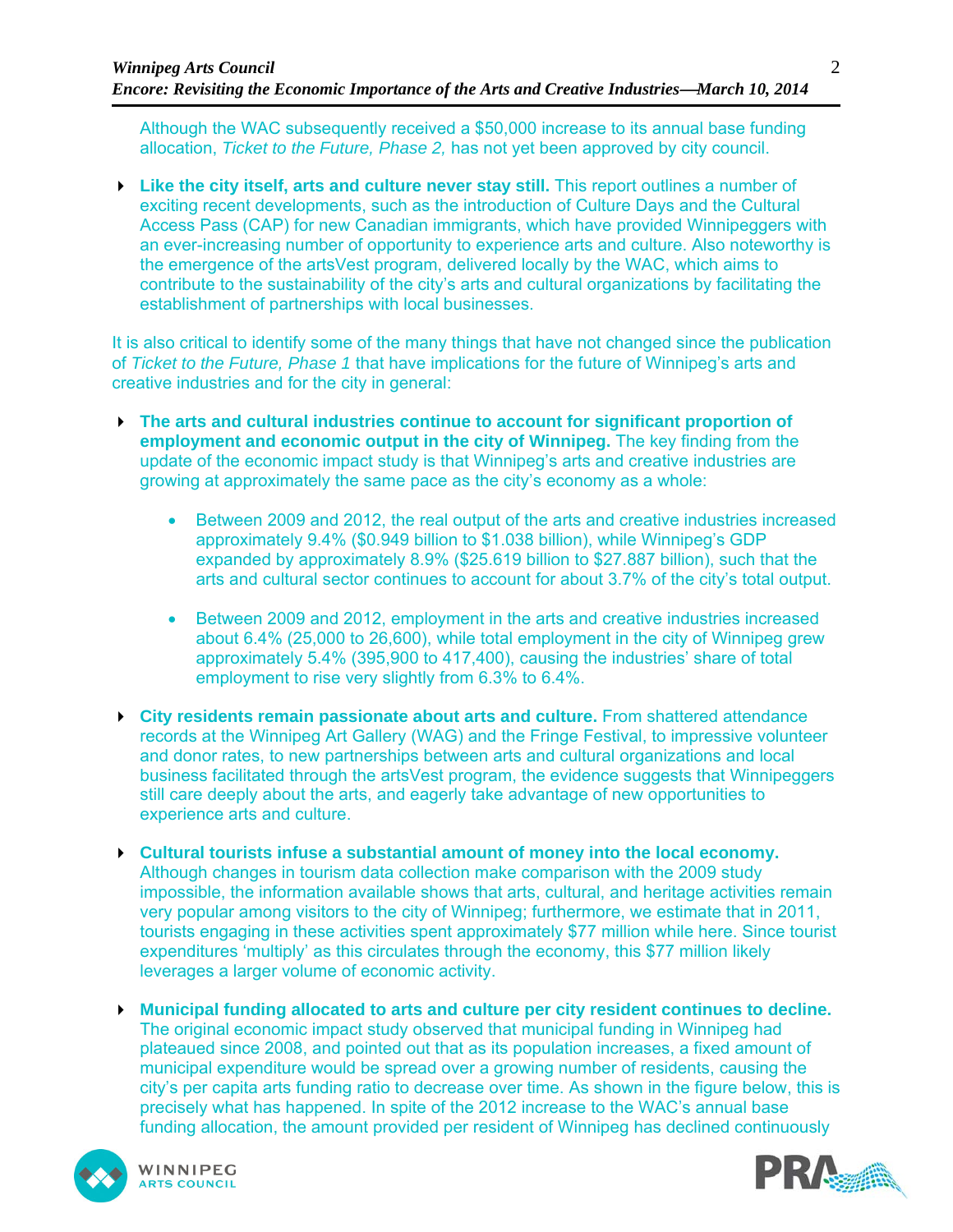Although the WAC subsequently received a $50,000 increase to its annual base funding allocation, *Ticket to the Future, Phase 2,* has not yet been approved by city council.

- **Like the city itself, arts and culture never stay still.** This report outlines a number of exciting recent developments, such as the introduction of Culture Days and the Cultural Access Pass (CAP) for new Canadian immigrants, which have provided Winnipeggers with an ever-increasing number of opportunity to experience arts and culture. Also noteworthy is the emergence of the artsVest program, delivered locally by the WAC, which aims to contribute to the sustainability of the city's arts and cultural organizations by facilitating the establishment of partnerships with local businesses.

It is also critical to identify some of the many things that have not changed since the publication of *Ticket to the Future, Phase 1* that have implications for the future of Winnipeg's arts and creative industries and for the city in general:

- **The arts and cultural industries continue to account for significant proportion of employment and economic output in the city of Winnipeg.** The key finding from the update of the economic impact study is that Winnipeg's arts and creative industries are growing at approximately the same pace as the city's economy as a whole:
  - Between 2009 and 2012, the real output of the arts and creative industries increased approximately 9.4% ($0.949 billion to $1.038 billion), while Winnipeg's GDP expanded by approximately 8.9% ($25.619 billion to $27.887 billion), such that the arts and cultural sector continues to account for about 3.7% of the city's total output.
  - Between 2009 and 2012, employment in the arts and creative industries increased about 6.4% (25,000 to 26,600), while total employment in the city of Winnipeg grew approximately 5.4% (395,900 to 417,400), causing the industries' share of total employment to rise very slightly from 6.3% to 6.4%.
- **City residents remain passionate about arts and culture.** From shattered attendance records at the Winnipeg Art Gallery (WAG) and the Fringe Festival, to impressive volunteer and donor rates, to new partnerships between arts and cultural organizations and local business facilitated through the artsVest program, the evidence suggests that Winnipeggers still care deeply about the arts, and eagerly take advantage of new opportunities to experience arts and culture.
- **Cultural tourists infuse a substantial amount of money into the local economy.** Although changes in tourism data collection make comparison with the 2009 study impossible, the information available shows that arts, cultural, and heritage activities remain very popular among visitors to the city of Winnipeg; furthermore, we estimate that in 2011, tourists engaging in these activities spent approximately $77 million while here. Since tourist expenditures 'multiply' as this circulates through the economy, this $77 million likely leverages a larger volume of economic activity.
- **Municipal funding allocated to arts and culture per city resident continues to decline.** The original economic impact study observed that municipal funding in Winnipeg had plateaued since 2008, and pointed out that as its population increases, a fixed amount of municipal expenditure would be spread over a growing number of residents, causing the city's per capita arts funding ratio to decrease over time. As shown in the figure below, this is precisely what has happened. In spite of the 2012 increase to the WAC's annual base funding allocation, the amount provided per resident of Winnipeg has declined continuously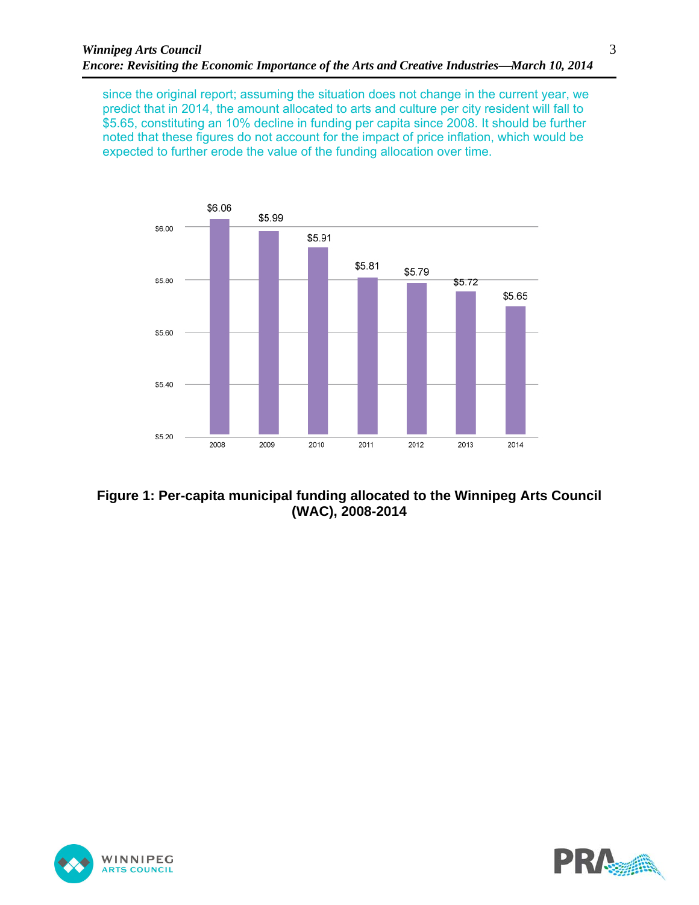since the original report; assuming the situation does not change in the current year, we predict that in 2014, the amount allocated to arts and culture per city resident will fall to $5.65, constituting an 10% decline in funding per capita since 2008. It should be further noted that these figures do not account for the impact of price inflation, which would be expected to further erode the value of the funding allocation over time.

| 2008 | 2009 | 2010 | 2011 | 2012 | 2013 | 2014 |
|---|---|---|---|---|---|---|
| $6.06 | $5.99 | $5.91 | $5.81 | $5.79 | $5.72 | $5.65 |

**Figure 1: Per-capita municipal funding allocated to the Winnipeg Arts Council (WAC), 2008-2014**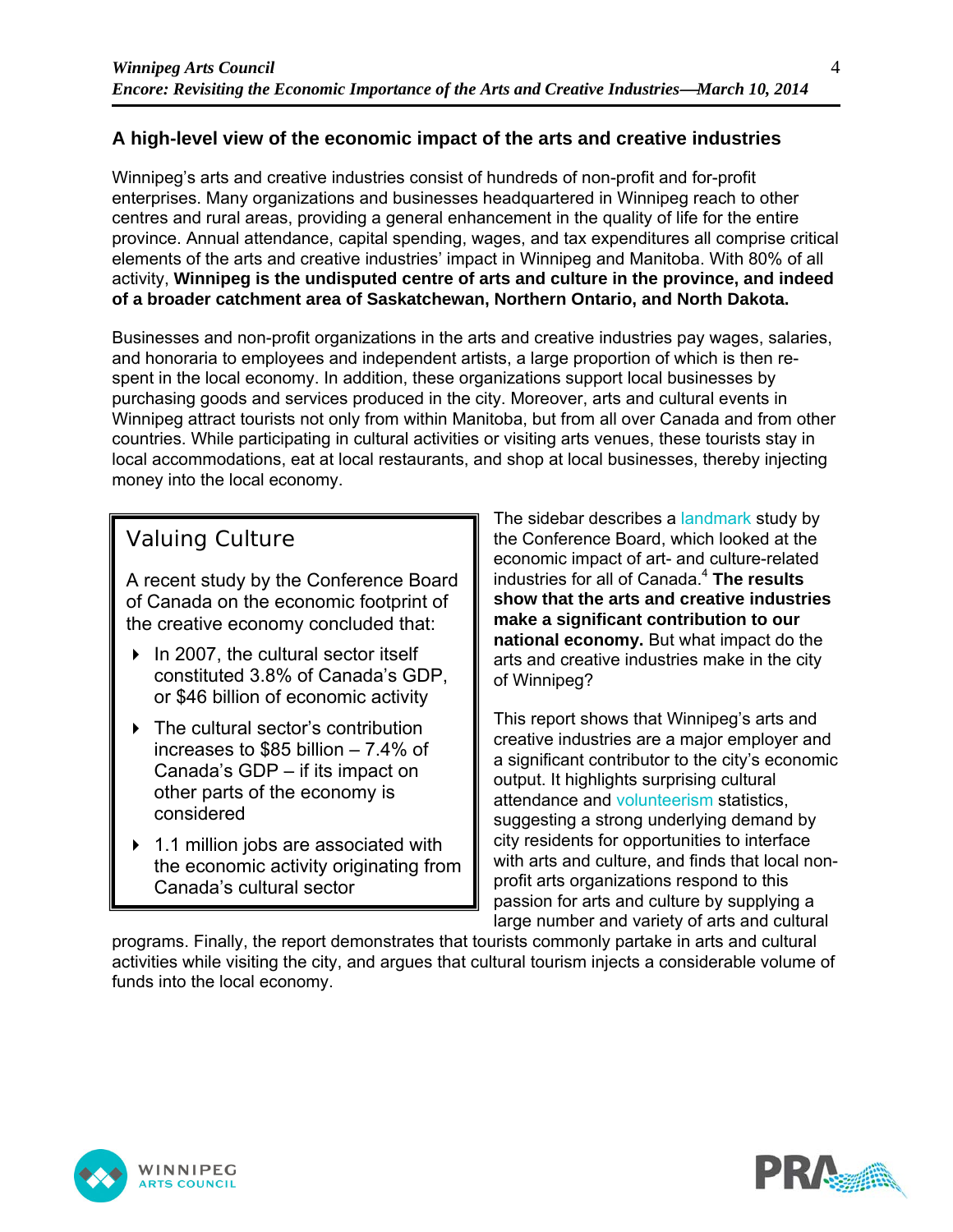## A high-level view of the economic impact of the arts and creative industries

Winnipeg's arts and creative industries consist of hundreds of non-profit and for-profit enterprises. Many organizations and businesses headquartered in Winnipeg reach to other centres and rural areas, providing a general enhancement in the quality of life for the entire province. Annual attendance, capital spending, wages, and tax expenditures all comprise critical elements of the arts and creative industries' impact in Winnipeg and Manitoba. With 80% of all activity, **Winnipeg is the undisputed centre of arts and culture in the province, and indeed of a broader catchment area of Saskatchewan, Northern Ontario, and North Dakota.**

Businesses and non-profit organizations in the arts and creative industries pay wages, salaries, and honoraria to employees and independent artists, a large proportion of which is then re-spent in the local economy. In addition, these organizations support local businesses by purchasing goods and services produced in the city. Moreover, arts and cultural events in Winnipeg attract tourists not only from within Manitoba, but from all over Canada and from other countries. While participating in cultural activities or visiting arts venues, these tourists stay in local accommodations, eat at local restaurants, and shop at local businesses, thereby injecting money into the local economy.

> ### Valuing Culture
>
> A recent study by the Conference Board of Canada on the economic footprint of the creative economy concluded that:
>
> - In 2007, the cultural sector itself constituted 3.8% of Canada's GDP, or $46 billion of economic activity
> - The cultural sector's contribution increases to $85 billion – 7.4% of Canada's GDP – if its impact on other parts of the economy is considered
> - 1.1 million jobs are associated with the economic activity originating from Canada's cultural sector

The sidebar describes a landmark study by the Conference Board, which looked at the economic impact of art- and culture-related industries for all of Canada.[4] **The results show that the arts and creative industries make a significant contribution to our national economy.** But what impact do the arts and creative industries make in the city of Winnipeg?

This report shows that Winnipeg's arts and creative industries are a major employer and a significant contributor to the city's economic output. It highlights surprising cultural attendance and volunteerism statistics, suggesting a strong underlying demand by city residents for opportunities to interface with arts and culture, and finds that local non-profit arts organizations respond to this passion for arts and culture by supplying a large number and variety of arts and cultural programs. Finally, the report demonstrates that tourists commonly partake in arts and cultural activities while visiting the city, and argues that cultural tourism injects a considerable volume of funds into the local economy.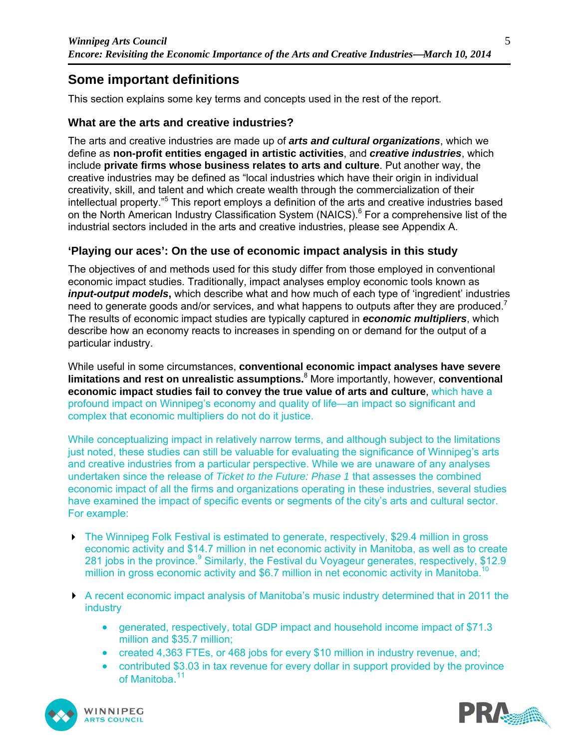## Some important definitions

This section explains some key terms and concepts used in the rest of the report.

### What are the arts and creative industries?

The arts and creative industries are made up of ***arts and cultural organizations***, which we define as **non-profit entities engaged in artistic activities**, and ***creative industries***, which include **private firms whose business relates to arts and culture**. Put another way, the creative industries may be defined as "local industries which have their origin in individual creativity, skill, and talent and which create wealth through the commercialization of their intellectual property."[5] This report employs a definition of the arts and creative industries based on the North American Industry Classification System (NAICS).[6] For a comprehensive list of the industrial sectors included in the arts and creative industries, please see Appendix A.

### 'Playing our aces': On the use of economic impact analysis in this study

The objectives of and methods used for this study differ from those employed in conventional economic impact studies. Traditionally, impact analyses employ economic tools known as ***input-output models***, which describe what and how much of each type of 'ingredient' industries need to generate goods and/or services, and what happens to outputs after they are produced.[7] The results of economic impact studies are typically captured in ***economic multipliers***, which describe how an economy reacts to increases in spending on or demand for the output of a particular industry.

While useful in some circumstances, **conventional economic impact analyses have severe limitations and rest on unrealistic assumptions.**[8] More importantly, however, **conventional economic impact studies fail to convey the true value of arts and culture**, which have a profound impact on Winnipeg's economy and quality of life—an impact so significant and complex that economic multipliers do not do it justice.

While conceptualizing impact in relatively narrow terms, and although subject to the limitations just noted, these studies can still be valuable for evaluating the significance of Winnipeg's arts and creative industries from a particular perspective. While we are unaware of any analyses undertaken since the release of *Ticket to the Future: Phase 1* that assesses the combined economic impact of all the firms and organizations operating in these industries, several studies have examined the impact of specific events or segments of the city's arts and cultural sector. For example:

- The Winnipeg Folk Festival is estimated to generate, respectively, $29.4 million in gross economic activity and $14.7 million in net economic activity in Manitoba, as well as to create 281 jobs in the province.[9] Similarly, the Festival du Voyageur generates, respectively, $12.9 million in gross economic activity and $6.7 million in net economic activity in Manitoba.[10]
- A recent economic impact analysis of Manitoba's music industry determined that in 2011 the industry
  - generated, respectively, total GDP impact and household income impact of $71.3 million and $35.7 million;
  - created 4,363 FTEs, or 468 jobs for every $10 million in industry revenue, and;
  - contributed $3.03 in tax revenue for every dollar in support provided by the province of Manitoba.[11]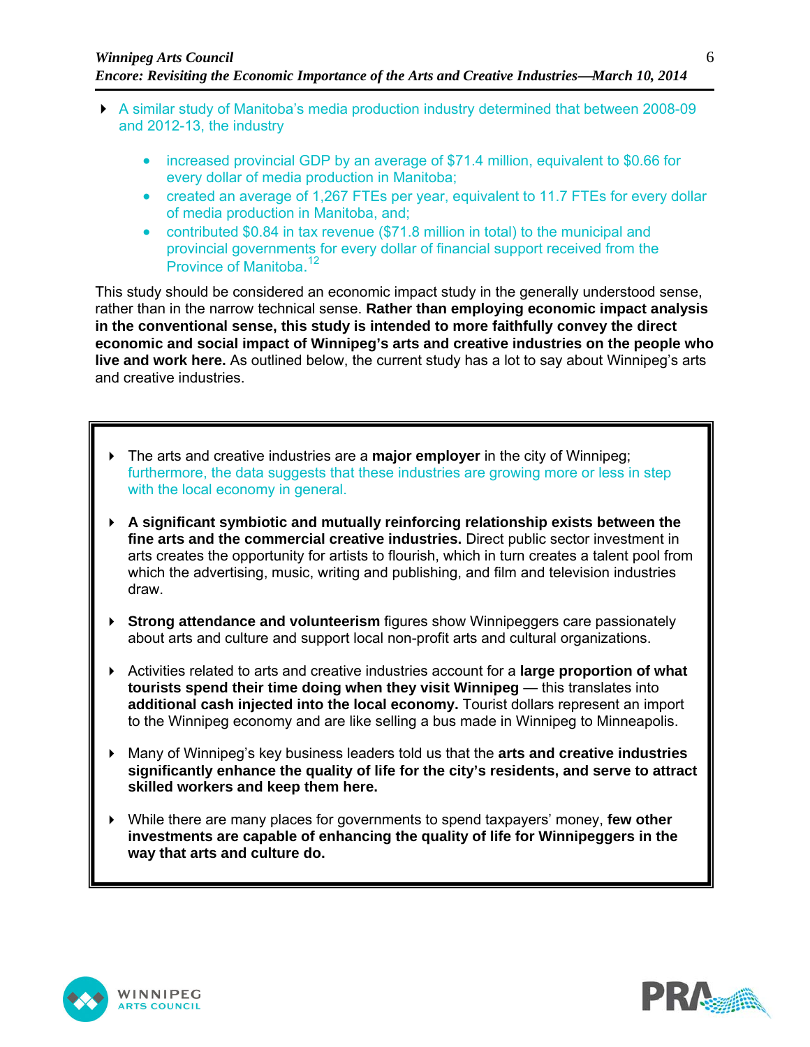- A similar study of Manitoba's media production industry determined that between 2008-09 and 2012-13, the industry
  - increased provincial GDP by an average of $71.4 million, equivalent to $0.66 for every dollar of media production in Manitoba;
  - created an average of 1,267 FTEs per year, equivalent to 11.7 FTEs for every dollar of media production in Manitoba, and;
  - contributed $0.84 in tax revenue ($71.8 million in total) to the municipal and provincial governments for every dollar of financial support received from the Province of Manitoba.[12]

This study should be considered an economic impact study in the generally understood sense, rather than in the narrow technical sense. **Rather than employing economic impact analysis in the conventional sense, this study is intended to more faithfully convey the direct economic and social impact of Winnipeg's arts and creative industries on the people who live and work here.** As outlined below, the current study has a lot to say about Winnipeg's arts and creative industries.

- The arts and creative industries are a **major employer** in the city of Winnipeg; furthermore, the data suggests that these industries are growing more or less in step with the local economy in general.

- **A significant symbiotic and mutually reinforcing relationship exists between the fine arts and the commercial creative industries.** Direct public sector investment in arts creates the opportunity for artists to flourish, which in turn creates a talent pool from which the advertising, music, writing and publishing, and film and television industries draw.

- **Strong attendance and volunteerism** figures show Winnipeggers care passionately about arts and culture and support local non-profit arts and cultural organizations.

- Activities related to arts and creative industries account for a **large proportion of what tourists spend their time doing when they visit Winnipeg** — this translates into **additional cash injected into the local economy.** Tourist dollars represent an import to the Winnipeg economy and are like selling a bus made in Winnipeg to Minneapolis.

- Many of Winnipeg's key business leaders told us that the **arts and creative industries significantly enhance the quality of life for the city's residents, and serve to attract skilled workers and keep them here.**

- While there are many places for governments to spend taxpayers' money, **few other investments are capable of enhancing the quality of life for Winnipeggers in the way that arts and culture do.**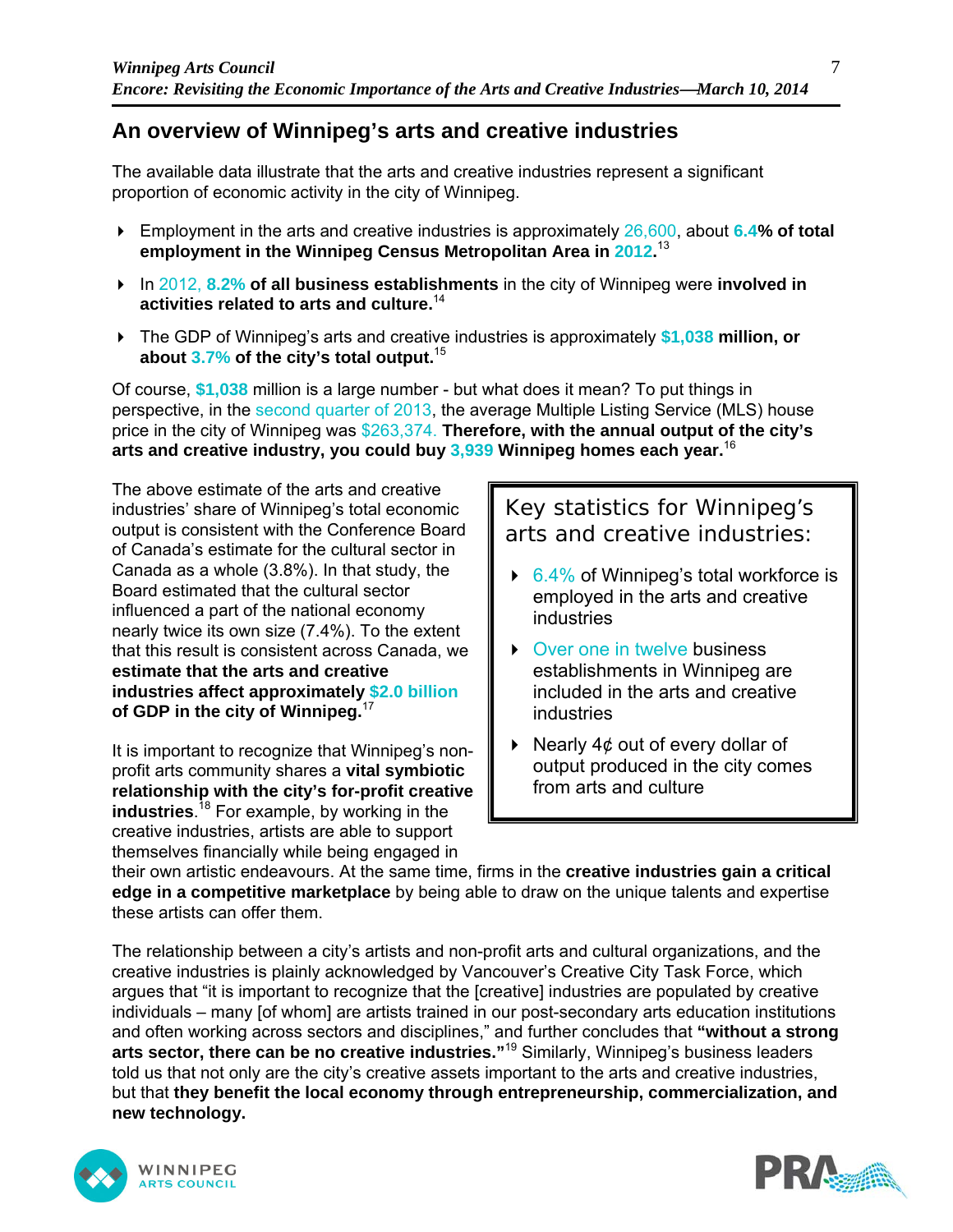## An overview of Winnipeg's arts and creative industries

The available data illustrate that the arts and creative industries represent a significant proportion of economic activity in the city of Winnipeg.

- Employment in the arts and creative industries is approximately 26,600, about **6.4% of total employment in the Winnipeg Census Metropolitan Area in 2012.**[13]
- In 2012, **8.2% of all business establishments** in the city of Winnipeg were **involved in activities related to arts and culture.**[14]
- The GDP of Winnipeg's arts and creative industries is approximately **$1,038 million, or about 3.7% of the city's total output.**[15]

Of course, **$1,038** million is a large number - but what does it mean? To put things in perspective, in the second quarter of 2013, the average Multiple Listing Service (MLS) house price in the city of Winnipeg was $263,374. **Therefore, with the annual output of the city's arts and creative industry, you could buy 3,939 Winnipeg homes each year.**[16]

The above estimate of the arts and creative industries' share of Winnipeg's total economic output is consistent with the Conference Board of Canada's estimate for the cultural sector in Canada as a whole (3.8%). In that study, the Board estimated that the cultural sector influenced a part of the national economy nearly twice its own size (7.4%). To the extent that this result is consistent across Canada, we **estimate that the arts and creative industries affect approximately $2.0 billion of GDP in the city of Winnipeg.**[17]

> **Key statistics for Winnipeg's arts and creative industries:**
>
> - 6.4% of Winnipeg's total workforce is employed in the arts and creative industries
> - Over one in twelve business establishments in Winnipeg are included in the arts and creative industries
> - Nearly 4¢ out of every dollar of output produced in the city comes from arts and culture

It is important to recognize that Winnipeg's non-profit arts community shares a **vital symbiotic relationship with the city's for-profit creative industries**.[18] For example, by working in the creative industries, artists are able to support themselves financially while being engaged in their own artistic endeavours. At the same time, firms in the **creative industries gain a critical edge in a competitive marketplace** by being able to draw on the unique talents and expertise these artists can offer them.

The relationship between a city's artists and non-profit arts and cultural organizations, and the creative industries is plainly acknowledged by Vancouver's Creative City Task Force, which argues that "it is important to recognize that the [creative] industries are populated by creative individuals – many [of whom] are artists trained in our post-secondary arts education institutions and often working across sectors and disciplines," and further concludes that **"without a strong arts sector, there can be no creative industries."**[19] Similarly, Winnipeg's business leaders told us that not only are the city's creative assets important to the arts and creative industries, but that **they benefit the local economy through entrepreneurship, commercialization, and new technology.**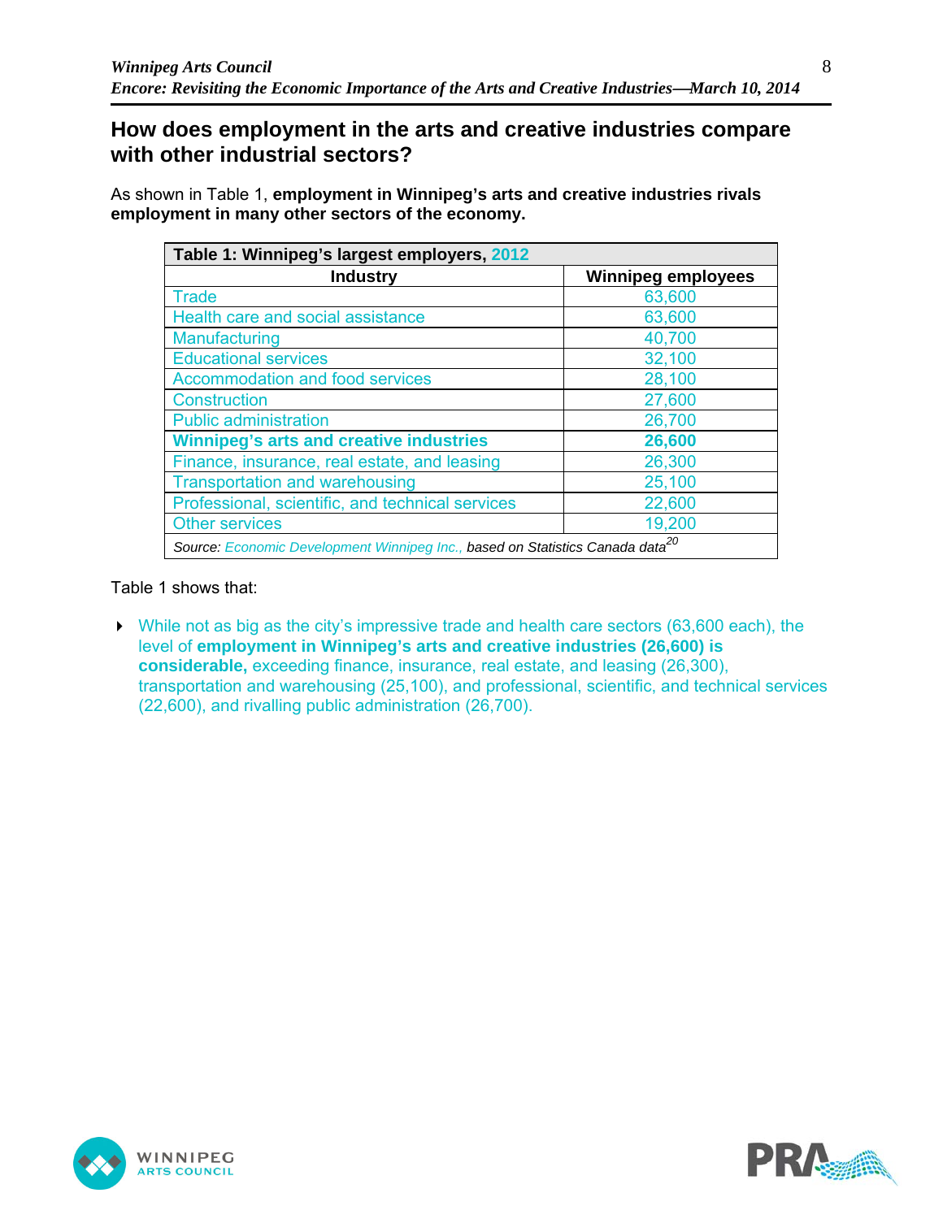## How does employment in the arts and creative industries compare with other industrial sectors?

As shown in Table 1, **employment in Winnipeg's arts and creative industries rivals employment in many other sectors of the economy.**

**Table 1: Winnipeg's largest employers, 2012**

| Industry | Winnipeg employees |
|---|---|
| Trade | 63,600 |
| Health care and social assistance | 63,600 |
| Manufacturing | 40,700 |
| Educational services | 32,100 |
| Accommodation and food services | 28,100 |
| Construction | 27,600 |
| Public administration | 26,700 |
| **Winnipeg's arts and creative industries** | **26,600** |
| Finance, insurance, real estate, and leasing | 26,300 |
| Transportation and warehousing | 25,100 |
| Professional, scientific, and technical services | 22,600 |
| Other services | 19,200 |

*Source: Economic Development Winnipeg Inc., based on Statistics Canada data*[20]

Table 1 shows that:

- While not as big as the city's impressive trade and health care sectors (63,600 each), the level of **employment in Winnipeg's arts and creative industries (26,600) is considerable,** exceeding finance, insurance, real estate, and leasing (26,300), transportation and warehousing (25,100), and professional, scientific, and technical services (22,600), and rivalling public administration (26,700).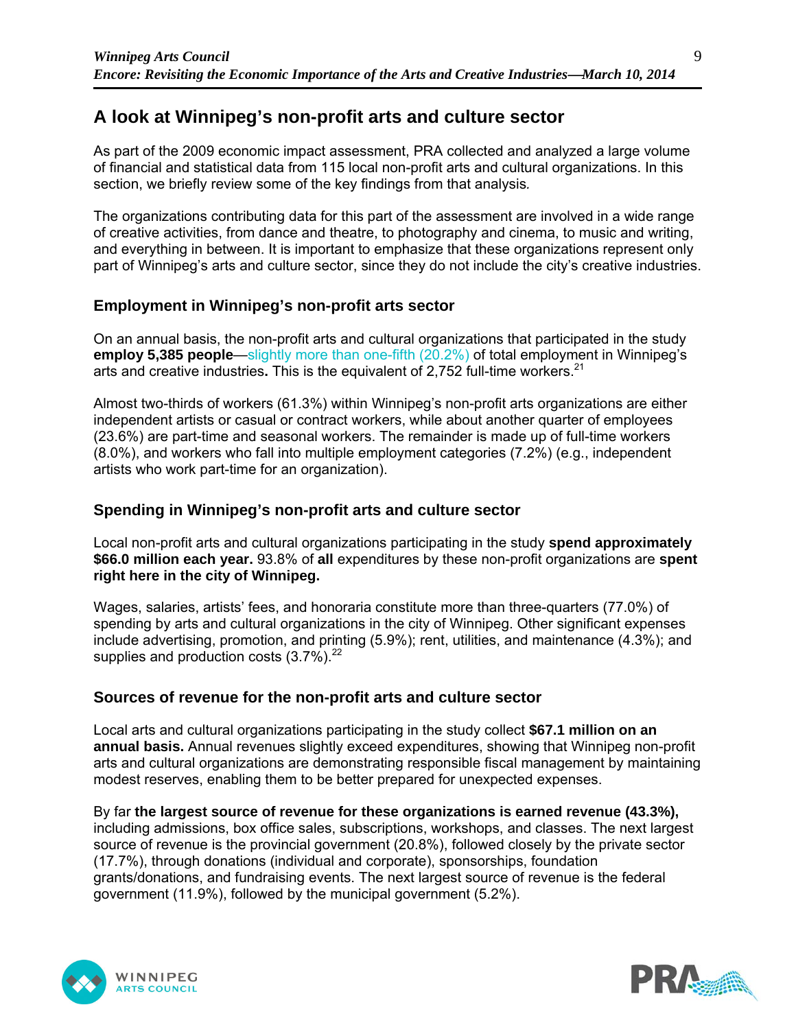## A look at Winnipeg's non-profit arts and culture sector

As part of the 2009 economic impact assessment, PRA collected and analyzed a large volume of financial and statistical data from 115 local non-profit arts and cultural organizations. In this section, we briefly review some of the key findings from that analysis.

The organizations contributing data for this part of the assessment are involved in a wide range of creative activities, from dance and theatre, to photography and cinema, to music and writing, and everything in between. It is important to emphasize that these organizations represent only part of Winnipeg's arts and culture sector, since they do not include the city's creative industries.

### Employment in Winnipeg's non-profit arts sector

On an annual basis, the non-profit arts and cultural organizations that participated in the study **employ 5,385 people**—slightly more than one-fifth (20.2%) of total employment in Winnipeg's arts and creative industries**.** This is the equivalent of 2,752 full-time workers.[21]

Almost two-thirds of workers (61.3%) within Winnipeg's non-profit arts organizations are either independent artists or casual or contract workers, while about another quarter of employees (23.6%) are part-time and seasonal workers. The remainder is made up of full-time workers (8.0%), and workers who fall into multiple employment categories (7.2%) (e.g., independent artists who work part-time for an organization).

### Spending in Winnipeg's non-profit arts and culture sector

Local non-profit arts and cultural organizations participating in the study **spend approximately $66.0 million each year.** 93.8% of **all** expenditures by these non-profit organizations are **spent right here in the city of Winnipeg.**

Wages, salaries, artists' fees, and honoraria constitute more than three-quarters (77.0%) of spending by arts and cultural organizations in the city of Winnipeg. Other significant expenses include advertising, promotion, and printing (5.9%); rent, utilities, and maintenance (4.3%); and supplies and production costs (3.7%).[22]

### Sources of revenue for the non-profit arts and culture sector

Local arts and cultural organizations participating in the study collect **$67.1 million on an annual basis.** Annual revenues slightly exceed expenditures, showing that Winnipeg non-profit arts and cultural organizations are demonstrating responsible fiscal management by maintaining modest reserves, enabling them to be better prepared for unexpected expenses.

By far **the largest source of revenue for these organizations is earned revenue (43.3%),** including admissions, box office sales, subscriptions, workshops, and classes. The next largest source of revenue is the provincial government (20.8%), followed closely by the private sector (17.7%), through donations (individual and corporate), sponsorships, foundation grants/donations, and fundraising events. The next largest source of revenue is the federal government (11.9%), followed by the municipal government (5.2%).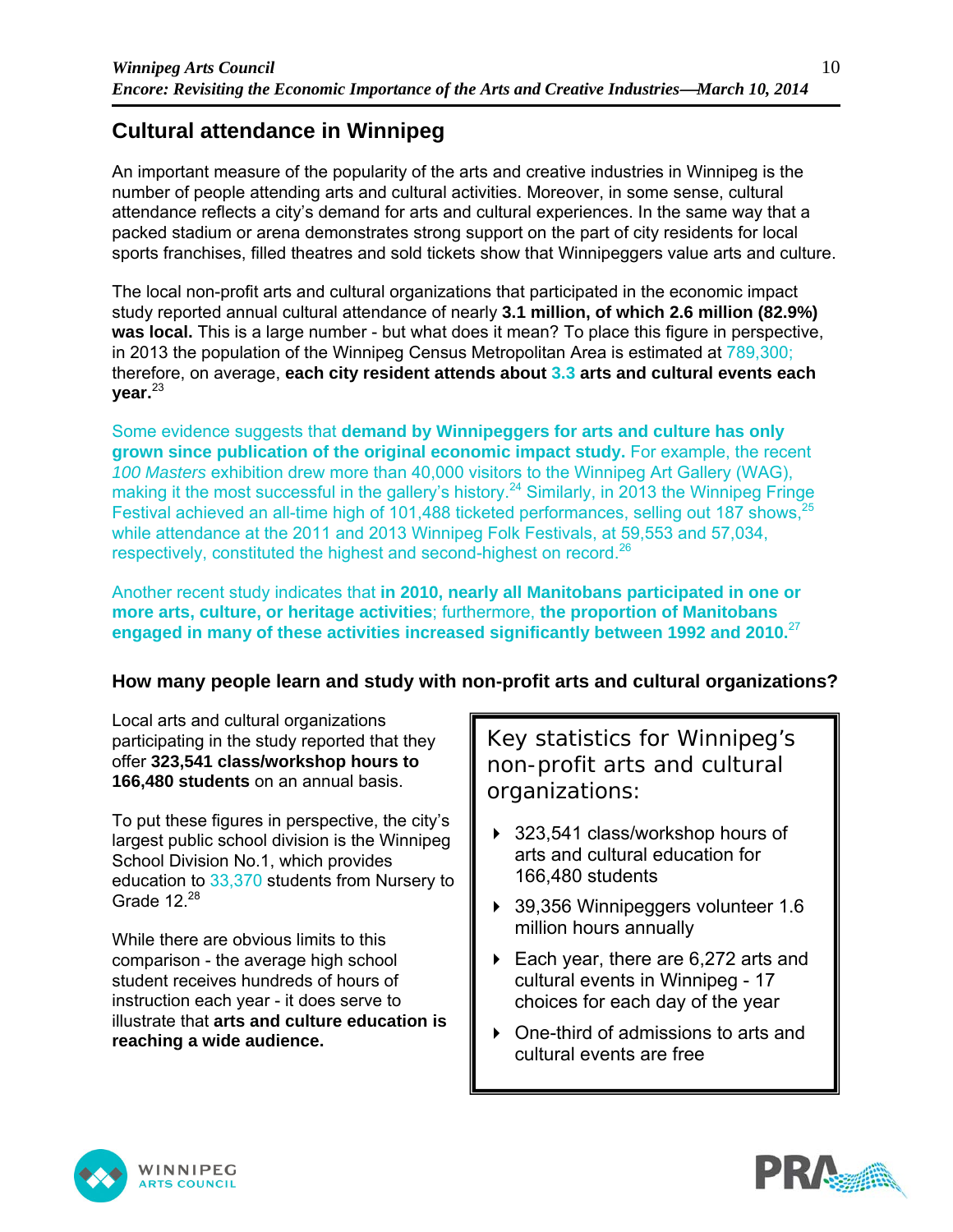## Cultural attendance in Winnipeg

An important measure of the popularity of the arts and creative industries in Winnipeg is the number of people attending arts and cultural activities. Moreover, in some sense, cultural attendance reflects a city's demand for arts and cultural experiences. In the same way that a packed stadium or arena demonstrates strong support on the part of city residents for local sports franchises, filled theatres and sold tickets show that Winnipeggers value arts and culture.

The local non-profit arts and cultural organizations that participated in the economic impact study reported annual cultural attendance of nearly **3.1 million, of which 2.6 million (82.9%) was local.** This is a large number - but what does it mean? To place this figure in perspective, in 2013 the population of the Winnipeg Census Metropolitan Area is estimated at 789,300; therefore, on average, **each city resident attends about 3.3 arts and cultural events each year.**[23]

Some evidence suggests that **demand by Winnipeggers for arts and culture has only grown since publication of the original economic impact study.** For example, the recent *100 Masters* exhibition drew more than 40,000 visitors to the Winnipeg Art Gallery (WAG), making it the most successful in the gallery's history.[24] Similarly, in 2013 the Winnipeg Fringe Festival achieved an all-time high of 101,488 ticketed performances, selling out 187 shows,[25] while attendance at the 2011 and 2013 Winnipeg Folk Festivals, at 59,553 and 57,034, respectively, constituted the highest and second-highest on record.[26]

Another recent study indicates that **in 2010, nearly all Manitobans participated in one or more arts, culture, or heritage activities**; furthermore, **the proportion of Manitobans engaged in many of these activities increased significantly between 1992 and 2010.**[27]

### How many people learn and study with non-profit arts and cultural organizations?

Local arts and cultural organizations participating in the study reported that they offer **323,541 class/workshop hours to 166,480 students** on an annual basis.

To put these figures in perspective, the city's largest public school division is the Winnipeg School Division No.1, which provides education to 33,370 students from Nursery to Grade 12.[28]

While there are obvious limits to this comparison - the average high school student receives hundreds of hours of instruction each year - it does serve to illustrate that **arts and culture education is reaching a wide audience.**

> Key statistics for Winnipeg's non-profit arts and cultural organizations:
>
> - 323,541 class/workshop hours of arts and cultural education for 166,480 students
> - 39,356 Winnipeggers volunteer 1.6 million hours annually
> - Each year, there are 6,272 arts and cultural events in Winnipeg - 17 choices for each day of the year
> - One-third of admissions to arts and cultural events are free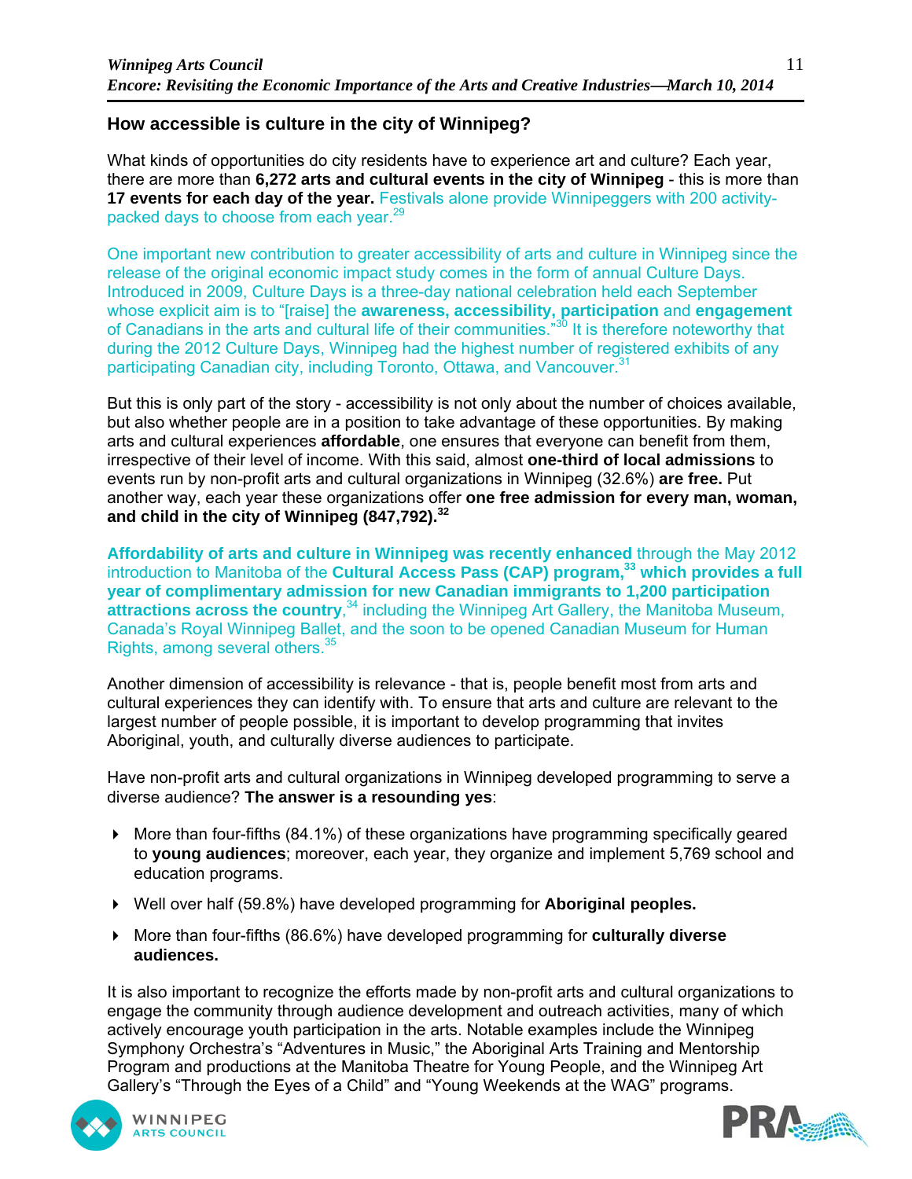## How accessible is culture in the city of Winnipeg?

What kinds of opportunities do city residents have to experience art and culture? Each year, there are more than **6,272 arts and cultural events in the city of Winnipeg** - this is more than **17 events for each day of the year.** Festivals alone provide Winnipeggers with 200 activity-packed days to choose from each year.[29]

One important new contribution to greater accessibility of arts and culture in Winnipeg since the release of the original economic impact study comes in the form of annual Culture Days. Introduced in 2009, Culture Days is a three-day national celebration held each September whose explicit aim is to "[raise] the **awareness, accessibility, participation** and **engagement** of Canadians in the arts and cultural life of their communities."[30] It is therefore noteworthy that during the 2012 Culture Days, Winnipeg had the highest number of registered exhibits of any participating Canadian city, including Toronto, Ottawa, and Vancouver.[31]

But this is only part of the story - accessibility is not only about the number of choices available, but also whether people are in a position to take advantage of these opportunities. By making arts and cultural experiences **affordable**, one ensures that everyone can benefit from them, irrespective of their level of income. With this said, almost **one-third of local admissions** to events run by non-profit arts and cultural organizations in Winnipeg (32.6%) **are free.** Put another way, each year these organizations offer **one free admission for every man, woman, and child in the city of Winnipeg (847,792).**[32]

**Affordability of arts and culture in Winnipeg was recently enhanced** through the May 2012 introduction to Manitoba of the **Cultural Access Pass (CAP) program,**[33] **which provides a full year of complimentary admission for new Canadian immigrants to 1,200 participation attractions across the country**,[34] including the Winnipeg Art Gallery, the Manitoba Museum, Canada's Royal Winnipeg Ballet, and the soon to be opened Canadian Museum for Human Rights, among several others.[35]

Another dimension of accessibility is relevance - that is, people benefit most from arts and cultural experiences they can identify with. To ensure that arts and culture are relevant to the largest number of people possible, it is important to develop programming that invites Aboriginal, youth, and culturally diverse audiences to participate.

Have non-profit arts and cultural organizations in Winnipeg developed programming to serve a diverse audience? **The answer is a resounding yes**:

- More than four-fifths (84.1%) of these organizations have programming specifically geared to **young audiences**; moreover, each year, they organize and implement 5,769 school and education programs.
- Well over half (59.8%) have developed programming for **Aboriginal peoples.**
- More than four-fifths (86.6%) have developed programming for **culturally diverse audiences.**

It is also important to recognize the efforts made by non-profit arts and cultural organizations to engage the community through audience development and outreach activities, many of which actively encourage youth participation in the arts. Notable examples include the Winnipeg Symphony Orchestra's "Adventures in Music," the Aboriginal Arts Training and Mentorship Program and productions at the Manitoba Theatre for Young People, and the Winnipeg Art Gallery's "Through the Eyes of a Child" and "Young Weekends at the WAG" programs.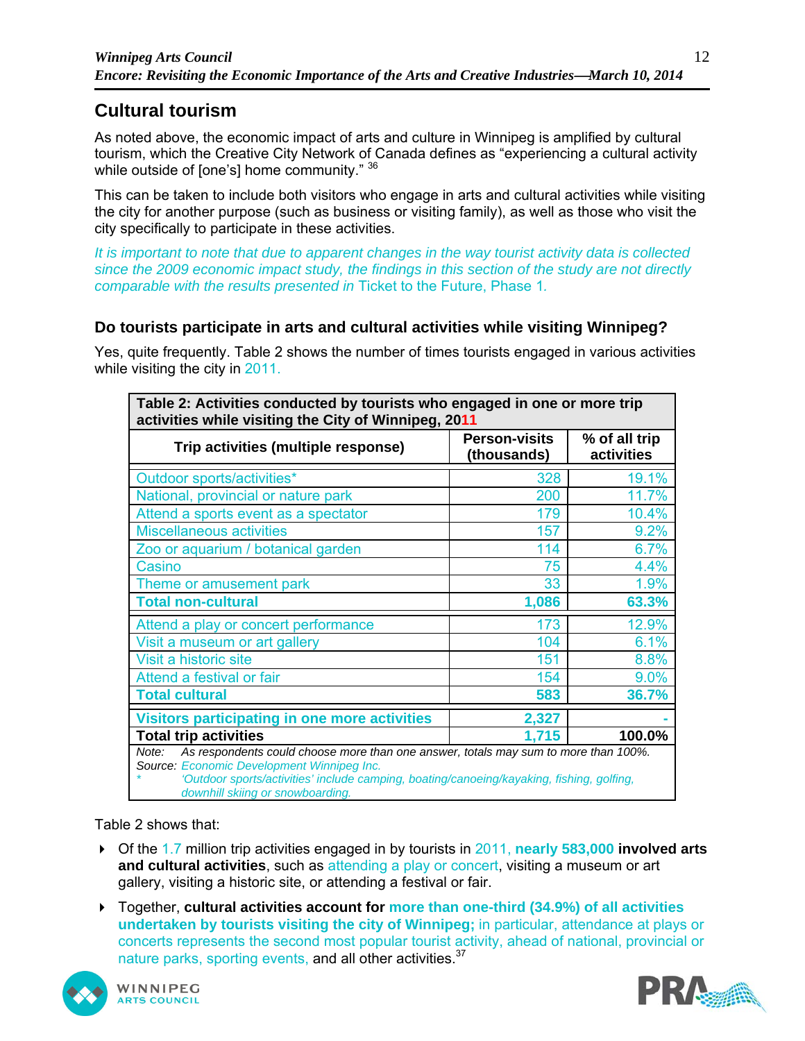## Cultural tourism

As noted above, the economic impact of arts and culture in Winnipeg is amplified by cultural tourism, which the Creative City Network of Canada defines as "experiencing a cultural activity while outside of [one's] home community." [36]

This can be taken to include both visitors who engage in arts and cultural activities while visiting the city for another purpose (such as business or visiting family), as well as those who visit the city specifically to participate in these activities.

*It is important to note that due to apparent changes in the way tourist activity data is collected since the 2009 economic impact study, the findings in this section of the study are not directly comparable with the results presented in* Ticket to the Future, Phase 1.

### Do tourists participate in arts and cultural activities while visiting Winnipeg?

Yes, quite frequently. Table 2 shows the number of times tourists engaged in various activities while visiting the city in 2011.

**Table 2: Activities conducted by tourists who engaged in one or more trip activities while visiting the City of Winnipeg, 2011**

| Trip activities (multiple response) | Person-visits (thousands) | % of all trip activities |
|---|---|---|
| Outdoor sports/activities* | 328 | 19.1% |
| National, provincial or nature park | 200 | 11.7% |
| Attend a sports event as a spectator | 179 | 10.4% |
| Miscellaneous activities | 157 | 9.2% |
| Zoo or aquarium / botanical garden | 114 | 6.7% |
| Casino | 75 | 4.4% |
| Theme or amusement park | 33 | 1.9% |
| **Total non-cultural** | **1,086** | **63.3%** |
| Attend a play or concert performance | 173 | 12.9% |
| Visit a museum or art gallery | 104 | 6.1% |
| Visit a historic site | 151 | 8.8% |
| Attend a festival or fair | 154 | 9.0% |
| **Total cultural** | **583** | **36.7%** |
| **Visitors participating in one more activities** | **2,327** | **-** |
| **Total trip activities** | **1,715** | **100.0%** |

*Note: As respondents could choose more than one answer, totals may sum to more than 100%.*
*Source: Economic Development Winnipeg Inc.*
*\* 'Outdoor sports/activities' include camping, boating/canoeing/kayaking, fishing, golfing, downhill skiing or snowboarding.*

Table 2 shows that:

- Of the 1.7 million trip activities engaged in by tourists in 2011, **nearly 583,000 involved arts and cultural activities**, such as attending a play or concert, visiting a museum or art gallery, visiting a historic site, or attending a festival or fair.
- Together, **cultural activities account for more than one-third (34.9%) of all activities undertaken by tourists visiting the city of Winnipeg;** in particular, attendance at plays or concerts represents the second most popular tourist activity, ahead of national, provincial or nature parks, sporting events, and all other activities.[37]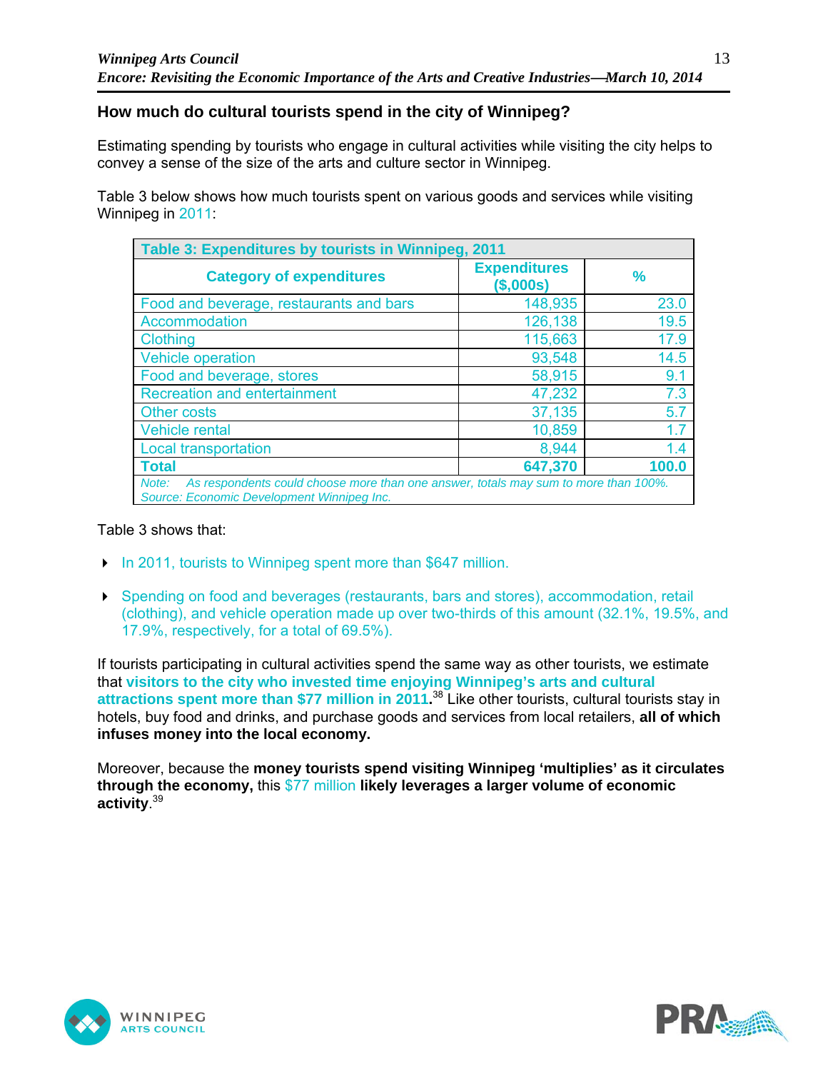## How much do cultural tourists spend in the city of Winnipeg?

Estimating spending by tourists who engage in cultural activities while visiting the city helps to convey a sense of the size of the arts and culture sector in Winnipeg.

Table 3 below shows how much tourists spent on various goods and services while visiting Winnipeg in 2011:

| Table 3: Expenditures by tourists in Winnipeg, 2011 | | |
|---|---|---|
| **Category of expenditures** | **Expenditures ($,000s)** | **%** |
| Food and beverage, restaurants and bars | 148,935 | 23.0 |
| Accommodation | 126,138 | 19.5 |
| Clothing | 115,663 | 17.9 |
| Vehicle operation | 93,548 | 14.5 |
| Food and beverage, stores | 58,915 | 9.1 |
| Recreation and entertainment | 47,232 | 7.3 |
| Other costs | 37,135 | 5.7 |
| Vehicle rental | 10,859 | 1.7 |
| Local transportation | 8,944 | 1.4 |
| **Total** | **647,370** | **100.0** |

*Note: As respondents could choose more than one answer, totals may sum to more than 100%.*
*Source: Economic Development Winnipeg Inc.*

Table 3 shows that:

- In 2011, tourists to Winnipeg spent more than $647 million.
- Spending on food and beverages (restaurants, bars and stores), accommodation, retail (clothing), and vehicle operation made up over two-thirds of this amount (32.1%, 19.5%, and 17.9%, respectively, for a total of 69.5%).

If tourists participating in cultural activities spend the same way as other tourists, we estimate that **visitors to the city who invested time enjoying Winnipeg's arts and cultural attractions spent more than $77 million in 2011.**[38] Like other tourists, cultural tourists stay in hotels, buy food and drinks, and purchase goods and services from local retailers, **all of which infuses money into the local economy.**

Moreover, because the **money tourists spend visiting Winnipeg 'multiplies' as it circulates through the economy,** this $77 million **likely leverages a larger volume of economic activity**.[39]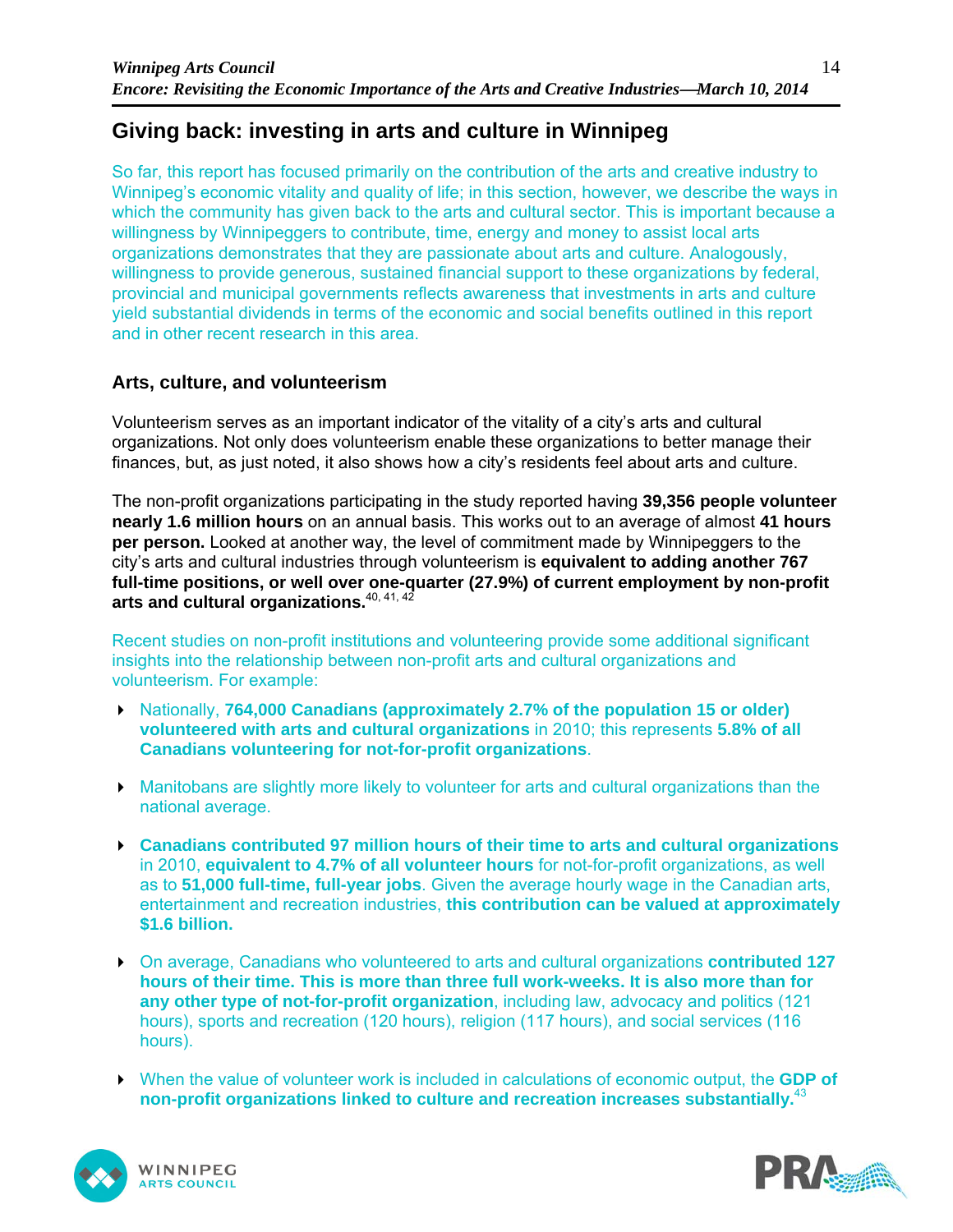## Giving back: investing in arts and culture in Winnipeg

So far, this report has focused primarily on the contribution of the arts and creative industry to Winnipeg's economic vitality and quality of life; in this section, however, we describe the ways in which the community has given back to the arts and cultural sector. This is important because a willingness by Winnipeggers to contribute, time, energy and money to assist local arts organizations demonstrates that they are passionate about arts and culture. Analogously, willingness to provide generous, sustained financial support to these organizations by federal, provincial and municipal governments reflects awareness that investments in arts and culture yield substantial dividends in terms of the economic and social benefits outlined in this report and in other recent research in this area.

### Arts, culture, and volunteerism

Volunteerism serves as an important indicator of the vitality of a city's arts and cultural organizations. Not only does volunteerism enable these organizations to better manage their finances, but, as just noted, it also shows how a city's residents feel about arts and culture.

The non-profit organizations participating in the study reported having **39,356 people volunteer nearly 1.6 million hours** on an annual basis. This works out to an average of almost **41 hours per person.** Looked at another way, the level of commitment made by Winnipeggers to the city's arts and cultural industries through volunteerism is **equivalent to adding another 767 full-time positions, or well over one-quarter (27.9%) of current employment by non-profit arts and cultural organizations.**[40, 41, 42]

Recent studies on non-profit institutions and volunteering provide some additional significant insights into the relationship between non-profit arts and cultural organizations and volunteerism. For example:

- Nationally, **764,000 Canadians (approximately 2.7% of the population 15 or older) volunteered with arts and cultural organizations** in 2010; this represents **5.8% of all Canadians volunteering for not-for-profit organizations**.
- Manitobans are slightly more likely to volunteer for arts and cultural organizations than the national average.
- **Canadians contributed 97 million hours of their time to arts and cultural organizations** in 2010, **equivalent to 4.7% of all volunteer hours** for not-for-profit organizations, as well as to **51,000 full-time, full-year jobs**. Given the average hourly wage in the Canadian arts, entertainment and recreation industries, **this contribution can be valued at approximately $1.6 billion.**
- On average, Canadians who volunteered to arts and cultural organizations **contributed 127 hours of their time. This is more than three full work-weeks. It is also more than for any other type of not-for-profit organization**, including law, advocacy and politics (121 hours), sports and recreation (120 hours), religion (117 hours), and social services (116 hours).
- When the value of volunteer work is included in calculations of economic output, the **GDP of non-profit organizations linked to culture and recreation increases substantially.**[43]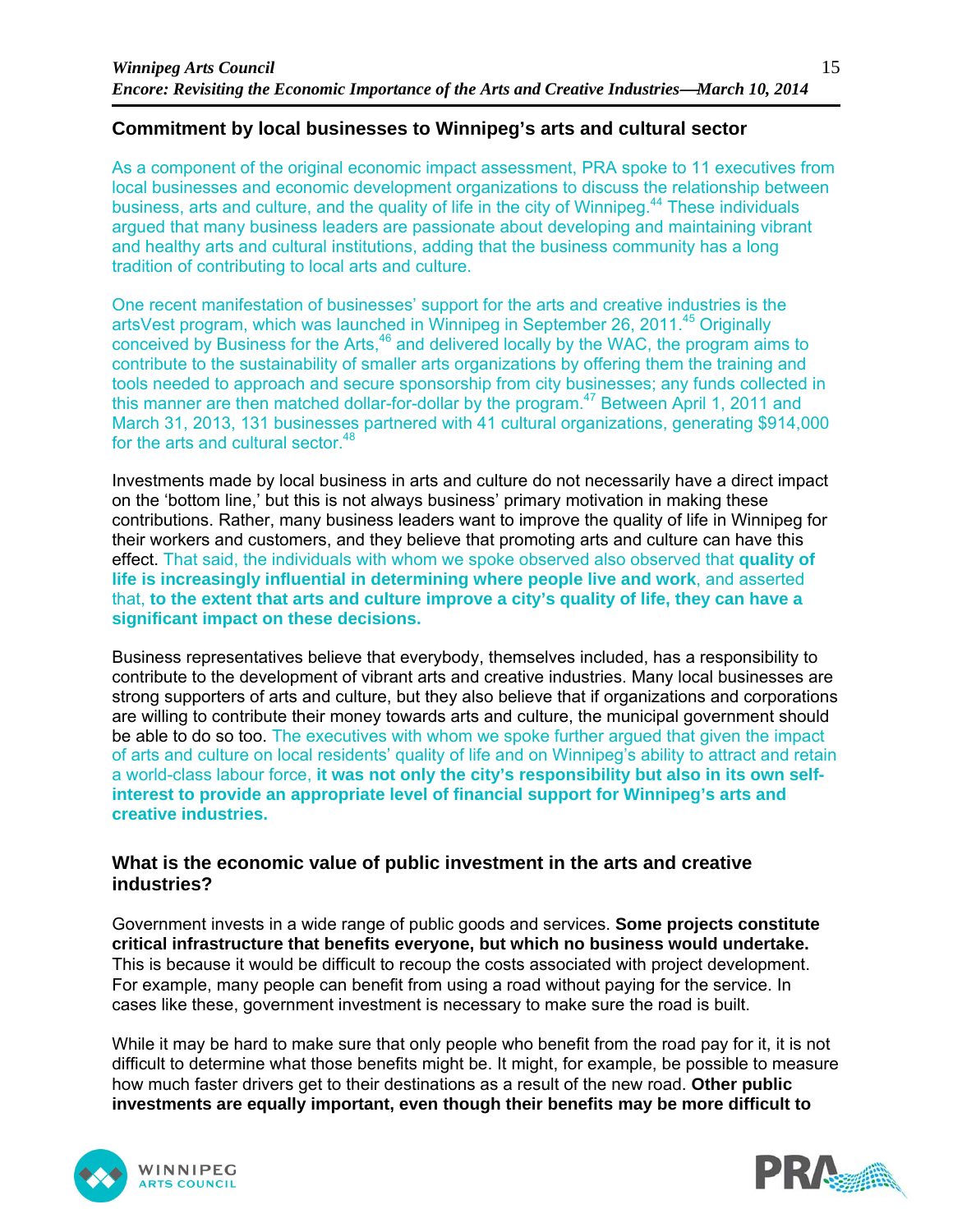## Commitment by local businesses to Winnipeg's arts and cultural sector

As a component of the original economic impact assessment, PRA spoke to 11 executives from local businesses and economic development organizations to discuss the relationship between business, arts and culture, and the quality of life in the city of Winnipeg.[44] These individuals argued that many business leaders are passionate about developing and maintaining vibrant and healthy arts and cultural institutions, adding that the business community has a long tradition of contributing to local arts and culture.

One recent manifestation of businesses' support for the arts and creative industries is the artsVest program, which was launched in Winnipeg in September 26, 2011.[45] Originally conceived by Business for the Arts,[46] and delivered locally by the WAC, the program aims to contribute to the sustainability of smaller arts organizations by offering them the training and tools needed to approach and secure sponsorship from city businesses; any funds collected in this manner are then matched dollar-for-dollar by the program.[47] Between April 1, 2011 and March 31, 2013, 131 businesses partnered with 41 cultural organizations, generating $914,000 for the arts and cultural sector.[48]

Investments made by local business in arts and culture do not necessarily have a direct impact on the 'bottom line,' but this is not always business' primary motivation in making these contributions. Rather, many business leaders want to improve the quality of life in Winnipeg for their workers and customers, and they believe that promoting arts and culture can have this effect. That said, the individuals with whom we spoke observed also observed that **quality of life is increasingly influential in determining where people live and work**, and asserted that, **to the extent that arts and culture improve a city's quality of life, they can have a significant impact on these decisions.**

Business representatives believe that everybody, themselves included, has a responsibility to contribute to the development of vibrant arts and creative industries. Many local businesses are strong supporters of arts and culture, but they also believe that if organizations and corporations are willing to contribute their money towards arts and culture, the municipal government should be able to do so too. The executives with whom we spoke further argued that given the impact of arts and culture on local residents' quality of life and on Winnipeg's ability to attract and retain a world-class labour force, **it was not only the city's responsibility but also in its own self-interest to provide an appropriate level of financial support for Winnipeg's arts and creative industries.**

## What is the economic value of public investment in the arts and creative industries?

Government invests in a wide range of public goods and services. **Some projects constitute critical infrastructure that benefits everyone, but which no business would undertake.** This is because it would be difficult to recoup the costs associated with project development. For example, many people can benefit from using a road without paying for the service. In cases like these, government investment is necessary to make sure the road is built.

While it may be hard to make sure that only people who benefit from the road pay for it, it is not difficult to determine what those benefits might be. It might, for example, be possible to measure how much faster drivers get to their destinations as a result of the new road. **Other public investments are equally important, even though their benefits may be more difficult to**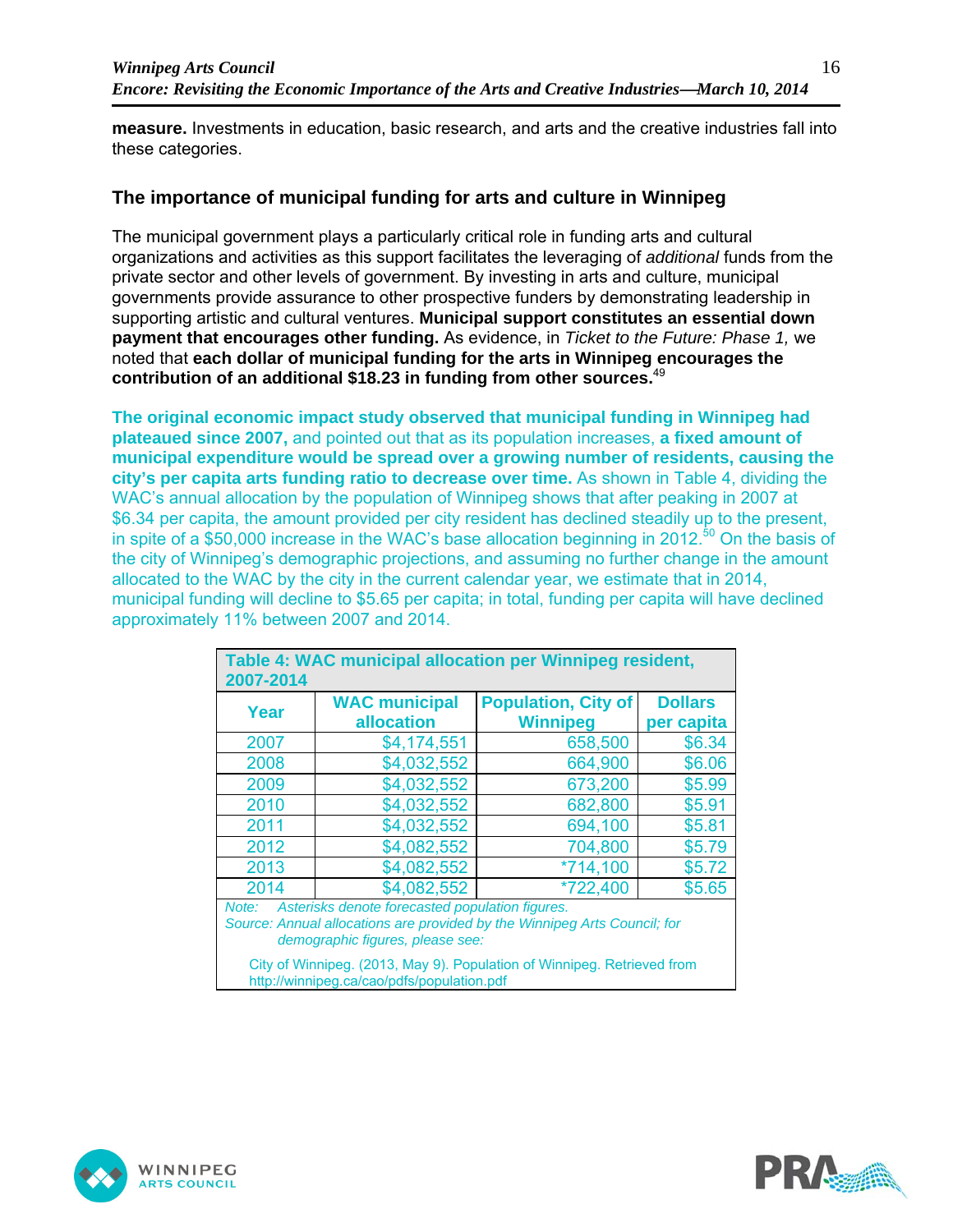**measure.** Investments in education, basic research, and arts and the creative industries fall into these categories.

## The importance of municipal funding for arts and culture in Winnipeg

The municipal government plays a particularly critical role in funding arts and cultural organizations and activities as this support facilitates the leveraging of *additional* funds from the private sector and other levels of government. By investing in arts and culture, municipal governments provide assurance to other prospective funders by demonstrating leadership in supporting artistic and cultural ventures. **Municipal support constitutes an essential down payment that encourages other funding.** As evidence, in *Ticket to the Future: Phase 1,* we noted that **each dollar of municipal funding for the arts in Winnipeg encourages the contribution of an additional $18.23 in funding from other sources.**[49]

**The original economic impact study observed that municipal funding in Winnipeg had plateaued since 2007,** and pointed out that as its population increases, **a fixed amount of municipal expenditure would be spread over a growing number of residents, causing the city's per capita arts funding ratio to decrease over time.** As shown in Table 4, dividing the WAC's annual allocation by the population of Winnipeg shows that after peaking in 2007 at $6.34 per capita, the amount provided per city resident has declined steadily up to the present, in spite of a $50,000 increase in the WAC's base allocation beginning in 2012.[50] On the basis of the city of Winnipeg's demographic projections, and assuming no further change in the amount allocated to the WAC by the city in the current calendar year, we estimate that in 2014, municipal funding will decline to $5.65 per capita; in total, funding per capita will have declined approximately 11% between 2007 and 2014.

**Table 4: WAC municipal allocation per Winnipeg resident, 2007-2014**

| Year | WAC municipal allocation | Population, City of Winnipeg | Dollars per capita |
|---|---|---|---|
| 2007 | $4,174,551 | 658,500 | $6.34 |
| 2008 | $4,032,552 | 664,900 | $6.06 |
| 2009 | $4,032,552 | 673,200 | $5.99 |
| 2010 | $4,032,552 | 682,800 | $5.91 |
| 2011 | $4,032,552 | 694,100 | $5.81 |
| 2012 | $4,082,552 | 704,800 | $5.79 |
| 2013 | $4,082,552 | *714,100 | $5.72 |
| 2014 | $4,082,552 | *722,400 | $5.65 |

*Note: Asterisks denote forecasted population figures.*
*Source: Annual allocations are provided by the Winnipeg Arts Council; for demographic figures, please see:*

City of Winnipeg. (2013, May 9). Population of Winnipeg. Retrieved from http://winnipeg.ca/cao/pdfs/population.pdf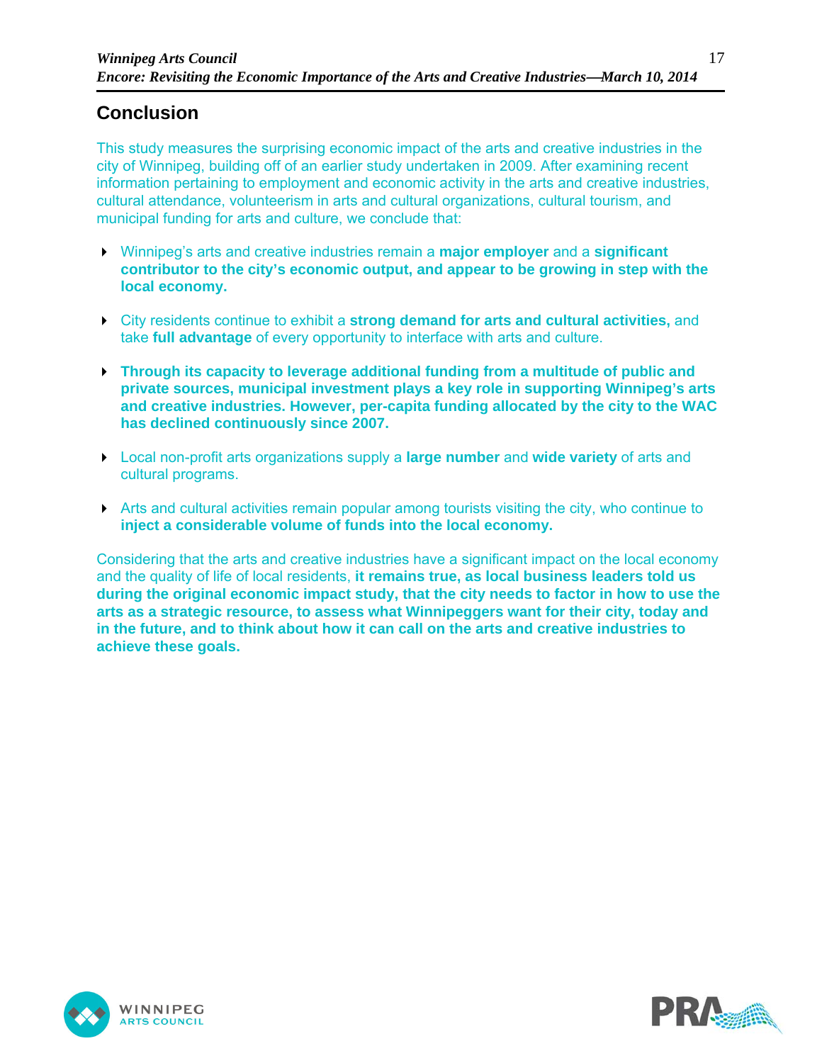## Conclusion

This study measures the surprising economic impact of the arts and creative industries in the city of Winnipeg, building off of an earlier study undertaken in 2009. After examining recent information pertaining to employment and economic activity in the arts and creative industries, cultural attendance, volunteerism in arts and cultural organizations, cultural tourism, and municipal funding for arts and culture, we conclude that:

- Winnipeg's arts and creative industries remain a **major employer** and a **significant contributor to the city's economic output, and appear to be growing in step with the local economy.**

- City residents continue to exhibit a **strong demand for arts and cultural activities,** and take **full advantage** of every opportunity to interface with arts and culture.

- **Through its capacity to leverage additional funding from a multitude of public and private sources, municipal investment plays a key role in supporting Winnipeg's arts and creative industries. However, per-capita funding allocated by the city to the WAC has declined continuously since 2007.**

- Local non-profit arts organizations supply a **large number** and **wide variety** of arts and cultural programs.

- Arts and cultural activities remain popular among tourists visiting the city, who continue to **inject a considerable volume of funds into the local economy.**

Considering that the arts and creative industries have a significant impact on the local economy and the quality of life of local residents, **it remains true, as local business leaders told us during the original economic impact study, that the city needs to factor in how to use the arts as a strategic resource, to assess what Winnipeggers want for their city, today and in the future, and to think about how it can call on the arts and creative industries to achieve these goals.**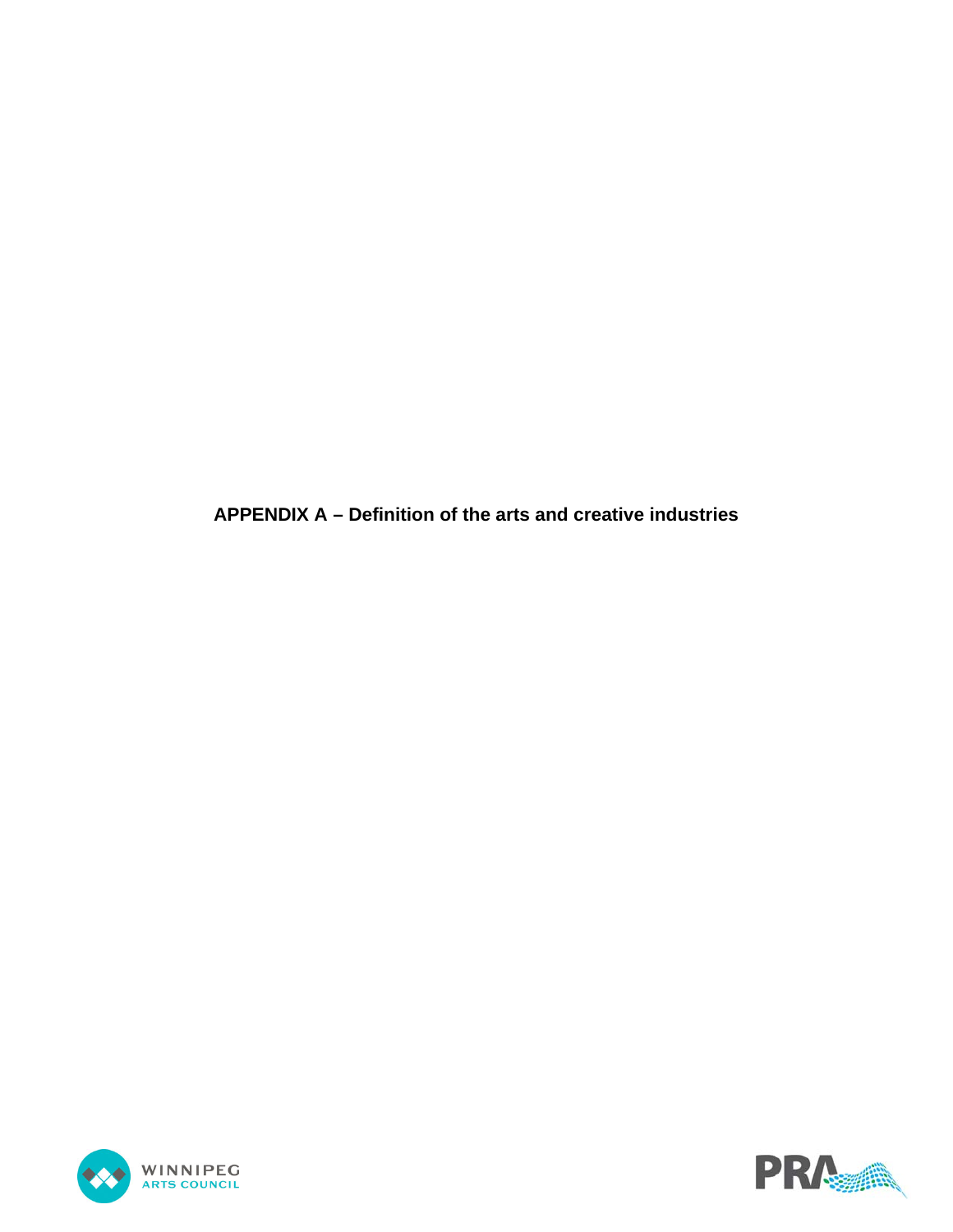# APPENDIX A – Definition of the arts and creative industries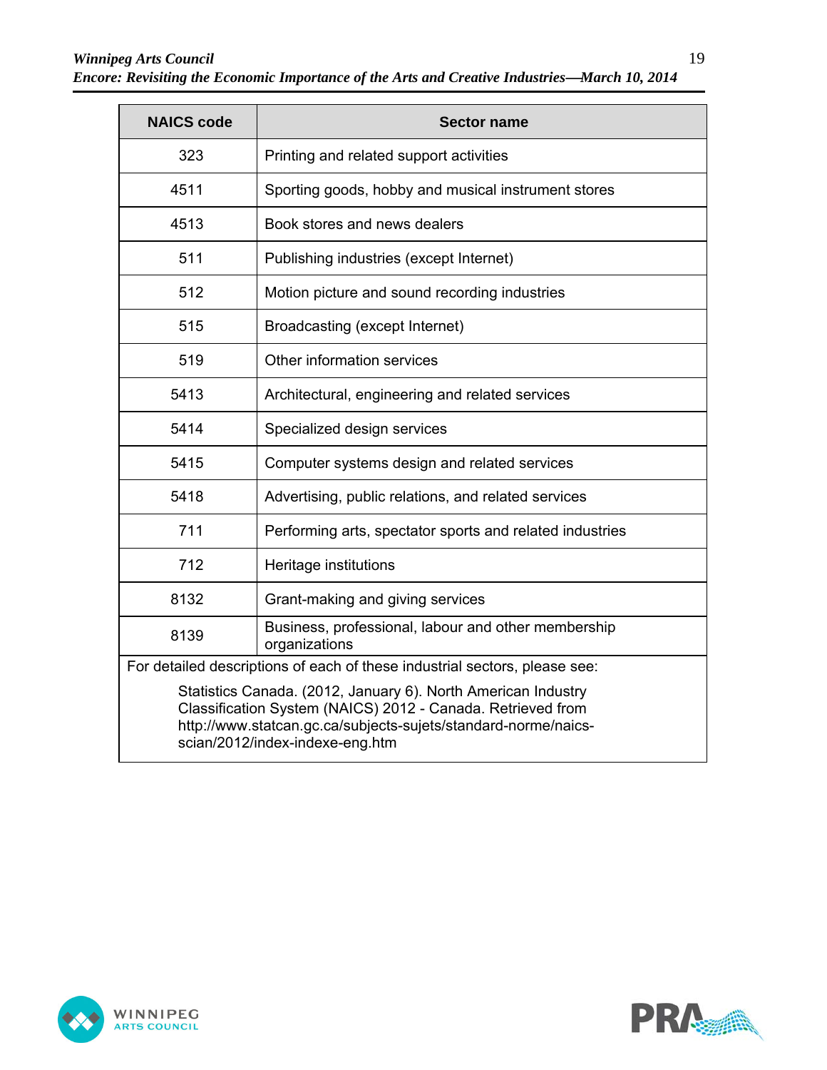| NAICS code | Sector name |
|---|---|
| 323 | Printing and related support activities |
| 4511 | Sporting goods, hobby and musical instrument stores |
| 4513 | Book stores and news dealers |
| 511 | Publishing industries (except Internet) |
| 512 | Motion picture and sound recording industries |
| 515 | Broadcasting (except Internet) |
| 519 | Other information services |
| 5413 | Architectural, engineering and related services |
| 5414 | Specialized design services |
| 5415 | Computer systems design and related services |
| 5418 | Advertising, public relations, and related services |
| 711 | Performing arts, spectator sports and related industries |
| 712 | Heritage institutions |
| 8132 | Grant-making and giving services |
| 8139 | Business, professional, labour and other membership organizations |

For detailed descriptions of each of these industrial sectors, please see:

Statistics Canada. (2012, January 6). North American Industry Classification System (NAICS) 2012 - Canada. Retrieved from http://www.statcan.gc.ca/subjects-sujets/standard-norme/naics-scian/2012/index-indexe-eng.htm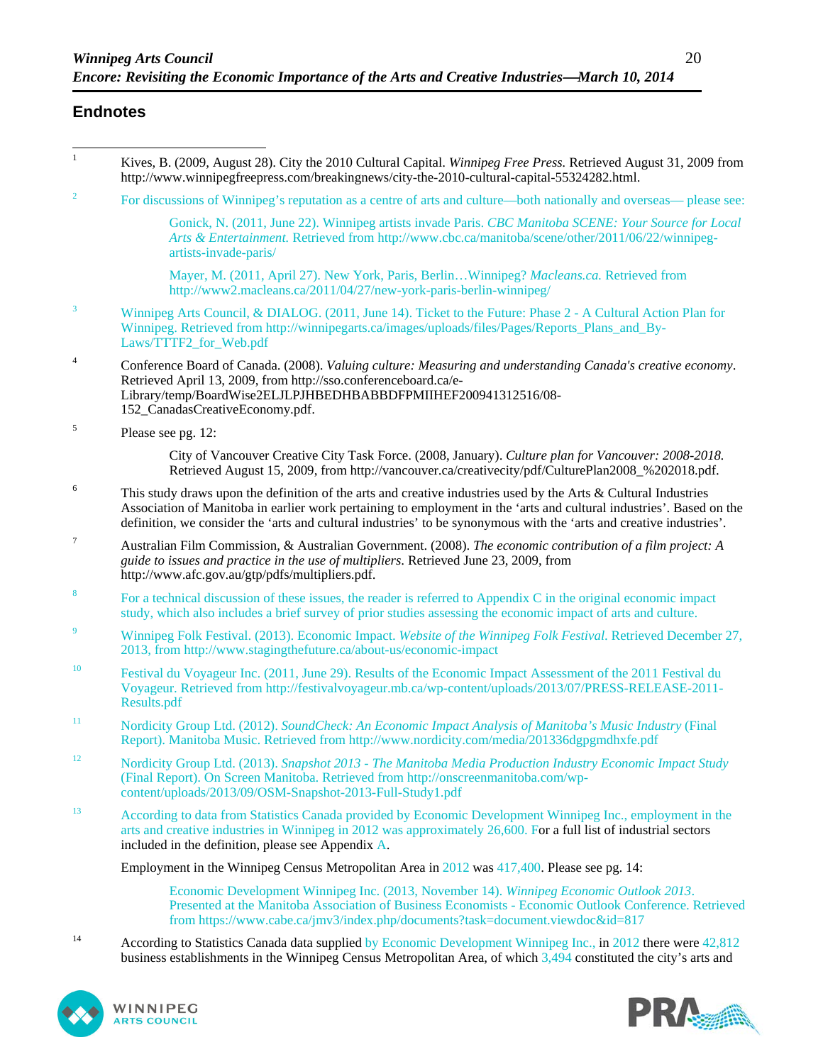## Endnotes

1. Kives, B. (2009, August 28). City the 2010 Cultural Capital. *Winnipeg Free Press*. Retrieved August 31, 2009 from http://www.winnipegfreepress.com/breakingnews/city-the-2010-cultural-capital-55324282.html.

2. For discussions of Winnipeg's reputation as a centre of arts and culture—both nationally and overseas— please see:

   Gonick, N. (2011, June 22). Winnipeg artists invade Paris. *CBC Manitoba SCENE: Your Source for Local Arts & Entertainment.* Retrieved from http://www.cbc.ca/manitoba/scene/other/2011/06/22/winnipeg-artists-invade-paris/

   Mayer, M. (2011, April 27). New York, Paris, Berlin…Winnipeg? *Macleans.ca.* Retrieved from http://www2.macleans.ca/2011/04/27/new-york-paris-berlin-winnipeg/

3. Winnipeg Arts Council, & DIALOG. (2011, June 14). Ticket to the Future: Phase 2 - A Cultural Action Plan for Winnipeg. Retrieved from http://winnipegarts.ca/images/uploads/files/Pages/Reports_Plans_and_By-Laws/TTTF2_for_Web.pdf

4. Conference Board of Canada. (2008). *Valuing culture: Measuring and understanding Canada's creative economy*. Retrieved April 13, 2009, from http://sso.conferenceboard.ca/e-Library/temp/BoardWise2ELJLPJHBEDHBABBDFPMIIHEF200941312516/08-152_CanadasCreativeEconomy.pdf.

5. Please see pg. 12:

   City of Vancouver Creative City Task Force. (2008, January). *Culture plan for Vancouver: 2008-2018.* Retrieved August 15, 2009, from http://vancouver.ca/creativecity/pdf/CulturePlan2008_%202018.pdf.

6. This study draws upon the definition of the arts and creative industries used by the Arts & Cultural Industries Association of Manitoba in earlier work pertaining to employment in the 'arts and cultural industries'. Based on the definition, we consider the 'arts and cultural industries' to be synonymous with the 'arts and creative industries'.

7. Australian Film Commission, & Australian Government. (2008). *The economic contribution of a film project: A guide to issues and practice in the use of multipliers*. Retrieved June 23, 2009, from http://www.afc.gov.au/gtp/pdfs/multipliers.pdf.

8. For a technical discussion of these issues, the reader is referred to Appendix C in the original economic impact study, which also includes a brief survey of prior studies assessing the economic impact of arts and culture.

9. Winnipeg Folk Festival. (2013). Economic Impact. *Website of the Winnipeg Folk Festival*. Retrieved December 27, 2013, from http://www.stagingthefuture.ca/about-us/economic-impact

10. Festival du Voyageur Inc. (2011, June 29). Results of the Economic Impact Assessment of the 2011 Festival du Voyageur. Retrieved from http://festivalvoyageur.mb.ca/wp-content/uploads/2013/07/PRESS-RELEASE-2011-Results.pdf

11. Nordicity Group Ltd. (2012). *SoundCheck: An Economic Impact Analysis of Manitoba's Music Industry* (Final Report). Manitoba Music. Retrieved from http://www.nordicity.com/media/201336dgpgmdhxfe.pdf

12. Nordicity Group Ltd. (2013). *Snapshot 2013 - The Manitoba Media Production Industry Economic Impact Study* (Final Report). On Screen Manitoba. Retrieved from http://onscreenmanitoba.com/wp-content/uploads/2013/09/OSM-Snapshot-2013-Full-Study1.pdf

13. According to data from Statistics Canada provided by Economic Development Winnipeg Inc., employment in the arts and creative industries in Winnipeg in 2012 was approximately 26,600. For a full list of industrial sectors included in the definition, please see Appendix A.

    Employment in the Winnipeg Census Metropolitan Area in 2012 was 417,400. Please see pg. 14:

    Economic Development Winnipeg Inc. (2013, November 14). *Winnipeg Economic Outlook 2013*. Presented at the Manitoba Association of Business Economists - Economic Outlook Conference. Retrieved from https://www.cabe.ca/jmv3/index.php/documents?task=document.viewdoc&id=817

14. According to Statistics Canada data supplied by Economic Development Winnipeg Inc., in 2012 there were 42,812 business establishments in the Winnipeg Census Metropolitan Area, of which 3,494 constituted the city's arts and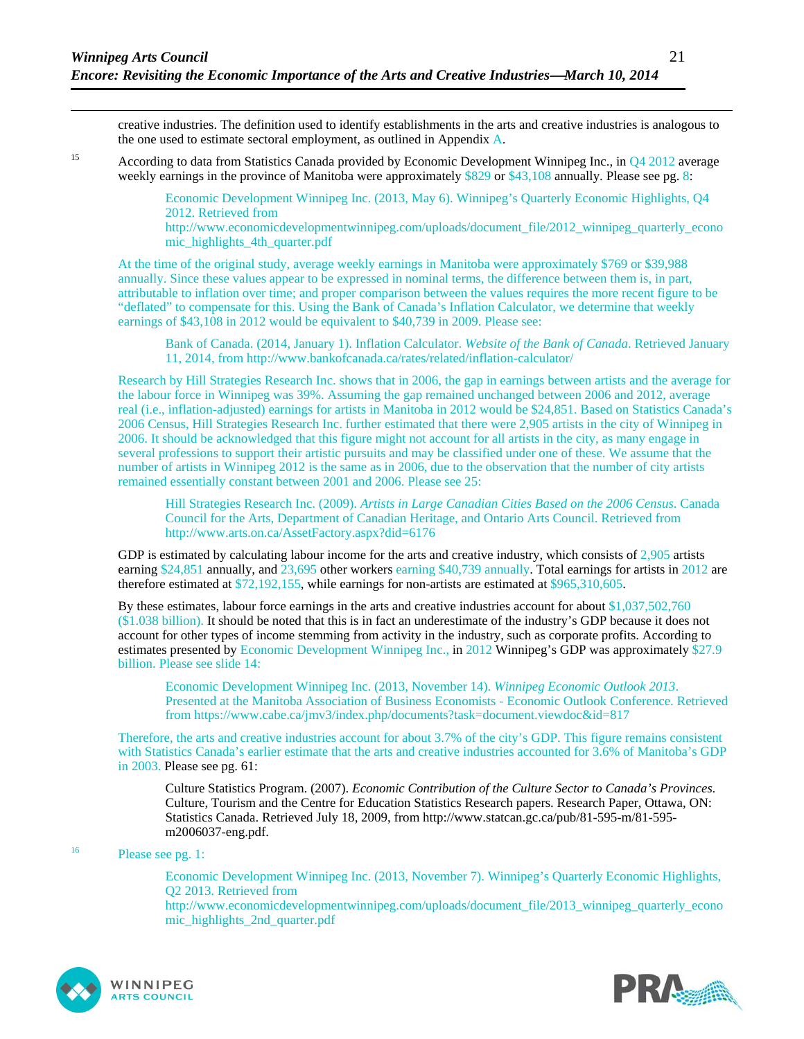creative industries. The definition used to identify establishments in the arts and creative industries is analogous to the one used to estimate sectoral employment, as outlined in Appendix A.

[15] According to data from Statistics Canada provided by Economic Development Winnipeg Inc., in Q4 2012 average weekly earnings in the province of Manitoba were approximately $829 or $43,108 annually. Please see pg. 8:

> Economic Development Winnipeg Inc. (2013, May 6). Winnipeg's Quarterly Economic Highlights, Q4 2012. Retrieved from http://www.economicdevelopmentwinnipeg.com/uploads/document_file/2012_winnipeg_quarterly_economic_highlights_4th_quarter.pdf

At the time of the original study, average weekly earnings in Manitoba were approximately $769 or $39,988 annually. Since these values appear to be expressed in nominal terms, the difference between them is, in part, attributable to inflation over time; and proper comparison between the values requires the more recent figure to be "deflated" to compensate for this. Using the Bank of Canada's Inflation Calculator, we determine that weekly earnings of $43,108 in 2012 would be equivalent to $40,739 in 2009. Please see:

> Bank of Canada. (2014, January 1). Inflation Calculator. *Website of the Bank of Canada*. Retrieved January 11, 2014, from http://www.bankofcanada.ca/rates/related/inflation-calculator/

Research by Hill Strategies Research Inc. shows that in 2006, the gap in earnings between artists and the average for the labour force in Winnipeg was 39%. Assuming the gap remained unchanged between 2006 and 2012, average real (i.e., inflation-adjusted) earnings for artists in Manitoba in 2012 would be $24,851. Based on Statistics Canada's 2006 Census, Hill Strategies Research Inc. further estimated that there were 2,905 artists in the city of Winnipeg in 2006. It should be acknowledged that this figure might not account for all artists in the city, as many engage in several professions to support their artistic pursuits and may be classified under one of these. We assume that the number of artists in Winnipeg 2012 is the same as in 2006, due to the observation that the number of city artists remained essentially constant between 2001 and 2006. Please see 25:

> Hill Strategies Research Inc. (2009). *Artists in Large Canadian Cities Based on the 2006 Census*. Canada Council for the Arts, Department of Canadian Heritage, and Ontario Arts Council. Retrieved from http://www.arts.on.ca/AssetFactory.aspx?did=6176

GDP is estimated by calculating labour income for the arts and creative industry, which consists of 2,905 artists earning $24,851 annually, and 23,695 other workers earning $40,739 annually. Total earnings for artists in 2012 are therefore estimated at $72,192,155, while earnings for non-artists are estimated at $965,310,605.

By these estimates, labour force earnings in the arts and creative industries account for about $1,037,502,760 ($1.038 billion). It should be noted that this is in fact an underestimate of the industry's GDP because it does not account for other types of income stemming from activity in the industry, such as corporate profits. According to estimates presented by Economic Development Winnipeg Inc., in 2012 Winnipeg's GDP was approximately $27.9 billion. Please see slide 14:

> Economic Development Winnipeg Inc. (2013, November 14). *Winnipeg Economic Outlook 2013*. Presented at the Manitoba Association of Business Economists - Economic Outlook Conference. Retrieved from https://www.cabe.ca/jmv3/index.php/documents?task=document.viewdoc&id=817

Therefore, the arts and creative industries account for about 3.7% of the city's GDP. This figure remains consistent with Statistics Canada's earlier estimate that the arts and creative industries accounted for 3.6% of Manitoba's GDP in 2003. Please see pg. 61:

> Culture Statistics Program. (2007). *Economic Contribution of the Culture Sector to Canada's Provinces.* Culture, Tourism and the Centre for Education Statistics Research papers. Research Paper, Ottawa, ON: Statistics Canada. Retrieved July 18, 2009, from http://www.statcan.gc.ca/pub/81-595-m/81-595-m2006037-eng.pdf.

[16] Please see pg. 1:

> Economic Development Winnipeg Inc. (2013, November 7). Winnipeg's Quarterly Economic Highlights, Q2 2013. Retrieved from http://www.economicdevelopmentwinnipeg.com/uploads/document_file/2013_winnipeg_quarterly_economic_highlights_2nd_quarter.pdf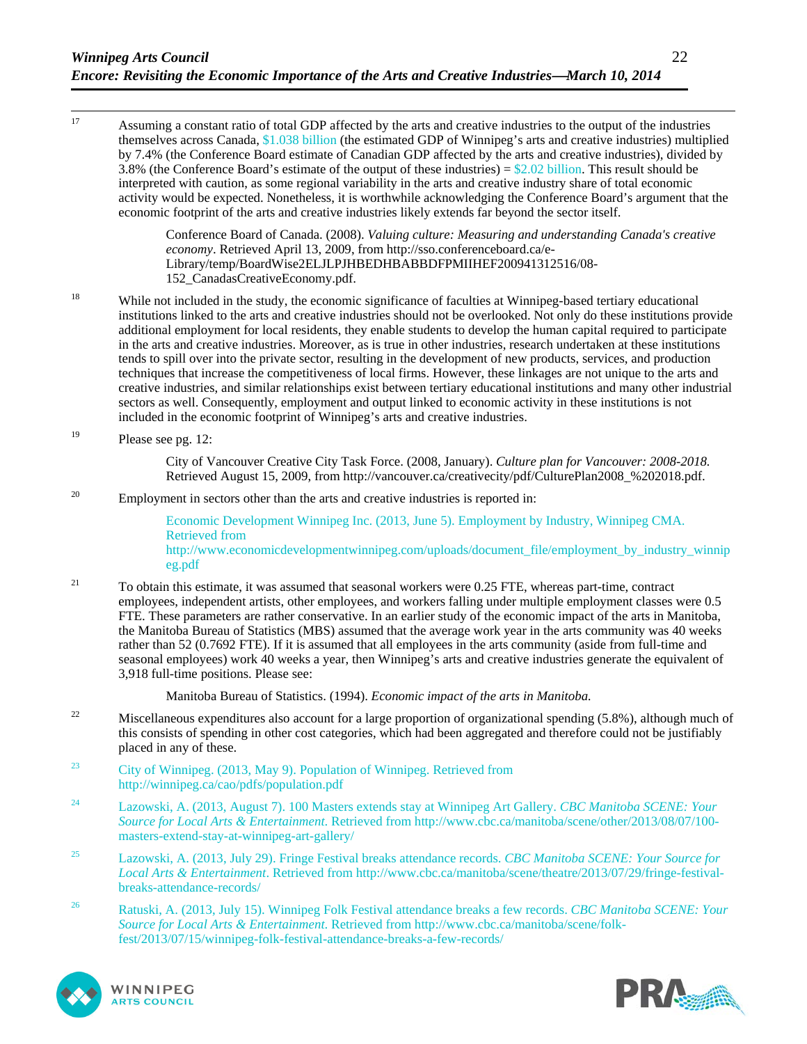[17] Assuming a constant ratio of total GDP affected by the arts and creative industries to the output of the industries themselves across Canada, $1.038 billion (the estimated GDP of Winnipeg's arts and creative industries) multiplied by 7.4% (the Conference Board estimate of Canadian GDP affected by the arts and creative industries), divided by 3.8% (the Conference Board's estimate of the output of these industries) = $2.02 billion. This result should be interpreted with caution, as some regional variability in the arts and creative industry share of total economic activity would be expected. Nonetheless, it is worthwhile acknowledging the Conference Board's argument that the economic footprint of the arts and creative industries likely extends far beyond the sector itself.

> Conference Board of Canada. (2008). *Valuing culture: Measuring and understanding Canada's creative economy*. Retrieved April 13, 2009, from http://sso.conferenceboard.ca/e-Library/temp/BoardWise2ELJLPJHBEDHBABBDFPMIIHEF200941312516/08-152_CanadasCreativeEconomy.pdf.

[18] While not included in the study, the economic significance of faculties at Winnipeg-based tertiary educational institutions linked to the arts and creative industries should not be overlooked. Not only do these institutions provide additional employment for local residents, they enable students to develop the human capital required to participate in the arts and creative industries. Moreover, as is true in other industries, research undertaken at these institutions tends to spill over into the private sector, resulting in the development of new products, services, and production techniques that increase the competitiveness of local firms. However, these linkages are not unique to the arts and creative industries, and similar relationships exist between tertiary educational institutions and many other industrial sectors as well. Consequently, employment and output linked to economic activity in these institutions is not included in the economic footprint of Winnipeg's arts and creative industries.

[19] Please see pg. 12:

> City of Vancouver Creative City Task Force. (2008, January). *Culture plan for Vancouver: 2008-2018.* Retrieved August 15, 2009, from http://vancouver.ca/creativecity/pdf/CulturePlan2008_%202018.pdf.

[20] Employment in sectors other than the arts and creative industries is reported in:

> Economic Development Winnipeg Inc. (2013, June 5). Employment by Industry, Winnipeg CMA. Retrieved from http://www.economicdevelopmentwinnipeg.com/uploads/document_file/employment_by_industry_winnipeg.pdf

[21] To obtain this estimate, it was assumed that seasonal workers were 0.25 FTE, whereas part-time, contract employees, independent artists, other employees, and workers falling under multiple employment classes were 0.5 FTE. These parameters are rather conservative. In an earlier study of the economic impact of the arts in Manitoba, the Manitoba Bureau of Statistics (MBS) assumed that the average work year in the arts community was 40 weeks rather than 52 (0.7692 FTE). If it is assumed that all employees in the arts community (aside from full-time and seasonal employees) work 40 weeks a year, then Winnipeg's arts and creative industries generate the equivalent of 3,918 full-time positions. Please see:

> Manitoba Bureau of Statistics. (1994). *Economic impact of the arts in Manitoba.*

[22] Miscellaneous expenditures also account for a large proportion of organizational spending (5.8%), although much of this consists of spending in other cost categories, which had been aggregated and therefore could not be justifiably placed in any of these.

[23] City of Winnipeg. (2013, May 9). Population of Winnipeg. Retrieved from http://winnipeg.ca/cao/pdfs/population.pdf

[24] Lazowski, A. (2013, August 7). 100 Masters extends stay at Winnipeg Art Gallery. *CBC Manitoba SCENE: Your Source for Local Arts & Entertainment.* Retrieved from http://www.cbc.ca/manitoba/scene/other/2013/08/07/100-masters-extend-stay-at-winnipeg-art-gallery/

[25] Lazowski, A. (2013, July 29). Fringe Festival breaks attendance records. *CBC Manitoba SCENE: Your Source for Local Arts & Entertainment*. Retrieved from http://www.cbc.ca/manitoba/scene/theatre/2013/07/29/fringe-festival-breaks-attendance-records/

[26] Ratuski, A. (2013, July 15). Winnipeg Folk Festival attendance breaks a few records. *CBC Manitoba SCENE: Your Source for Local Arts & Entertainment.* Retrieved from http://www.cbc.ca/manitoba/scene/folk-fest/2013/07/15/winnipeg-folk-festival-attendance-breaks-a-few-records/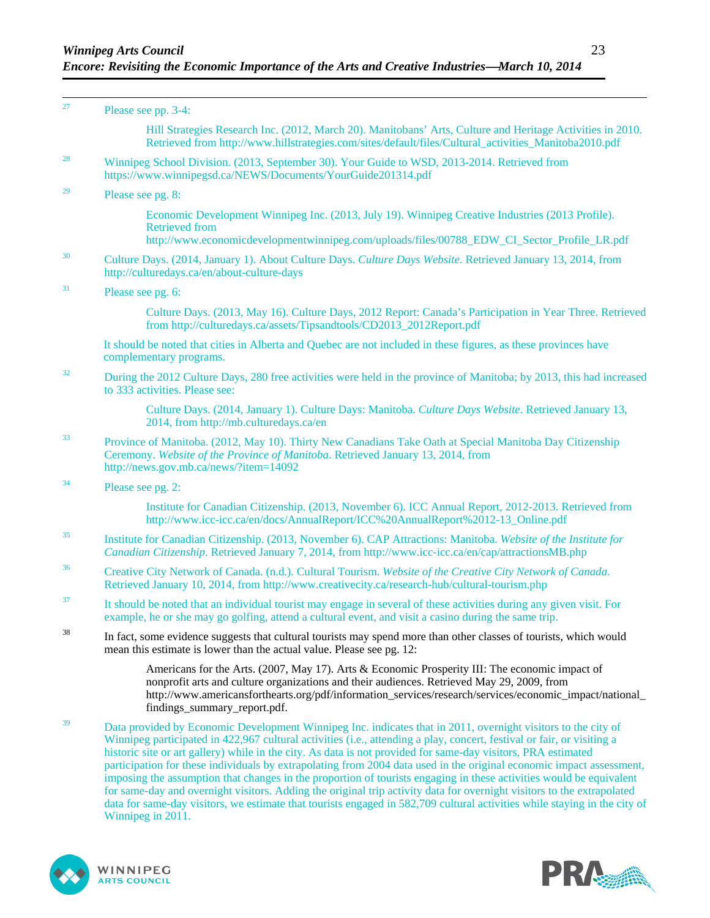[27] Please see pp. 3-4:

> Hill Strategies Research Inc. (2012, March 20). Manitobans' Arts, Culture and Heritage Activities in 2010. Retrieved from http://www.hillstrategies.com/sites/default/files/Cultural_activities_Manitoba2010.pdf

[28] Winnipeg School Division. (2013, September 30). Your Guide to WSD, 2013-2014. Retrieved from https://www.winnipegsd.ca/NEWS/Documents/YourGuide201314.pdf

[29] Please see pg. 8:

> Economic Development Winnipeg Inc. (2013, July 19). Winnipeg Creative Industries (2013 Profile). Retrieved from http://www.economicdevelopmentwinnipeg.com/uploads/files/00788_EDW_CI_Sector_Profile_LR.pdf

[30] Culture Days. (2014, January 1). About Culture Days. *Culture Days Website*. Retrieved January 13, 2014, from http://culturedays.ca/en/about-culture-days

[31] Please see pg. 6:

> Culture Days. (2013, May 16). Culture Days, 2012 Report: Canada's Participation in Year Three. Retrieved from http://culturedays.ca/assets/Tipsandtools/CD2013_2012Report.pdf

It should be noted that cities in Alberta and Quebec are not included in these figures, as these provinces have complementary programs.

[32] During the 2012 Culture Days, 280 free activities were held in the province of Manitoba; by 2013, this had increased to 333 activities. Please see:

> Culture Days. (2014, January 1). Culture Days: Manitoba. *Culture Days Website*. Retrieved January 13, 2014, from http://mb.culturedays.ca/en

[33] Province of Manitoba. (2012, May 10). Thirty New Canadians Take Oath at Special Manitoba Day Citizenship Ceremony. *Website of the Province of Manitoba*. Retrieved January 13, 2014, from http://news.gov.mb.ca/news/?item=14092

[34] Please see pg. 2:

> Institute for Canadian Citizenship. (2013, November 6). ICC Annual Report, 2012-2013. Retrieved from http://www.icc-icc.ca/en/docs/AnnualReport/ICC%20AnnualReport%2012-13_Online.pdf

[35] Institute for Canadian Citizenship. (2013, November 6). CAP Attractions: Manitoba. *Website of the Institute for Canadian Citizenship*. Retrieved January 7, 2014, from http://www.icc-icc.ca/en/cap/attractionsMB.php

[36] Creative City Network of Canada. (n.d.). Cultural Tourism. *Website of the Creative City Network of Canada*. Retrieved January 10, 2014, from http://www.creativecity.ca/research-hub/cultural-tourism.php

[37] It should be noted that an individual tourist may engage in several of these activities during any given visit. For example, he or she may go golfing, attend a cultural event, and visit a casino during the same trip.

[38] In fact, some evidence suggests that cultural tourists may spend more than other classes of tourists, which would mean this estimate is lower than the actual value. Please see pg. 12:

> Americans for the Arts. (2007, May 17). Arts & Economic Prosperity III: The economic impact of nonprofit arts and culture organizations and their audiences. Retrieved May 29, 2009, from http://www.americansforthearts.org/pdf/information_services/research/services/economic_impact/national_findings_summary_report.pdf.

[39] Data provided by Economic Development Winnipeg Inc. indicates that in 2011, overnight visitors to the city of Winnipeg participated in 422,967 cultural activities (i.e., attending a play, concert, festival or fair, or visiting a historic site or art gallery) while in the city. As data is not provided for same-day visitors, PRA estimated participation for these individuals by extrapolating from 2004 data used in the original economic impact assessment, imposing the assumption that changes in the proportion of tourists engaging in these activities would be equivalent for same-day and overnight visitors. Adding the original trip activity data for overnight visitors to the extrapolated data for same-day visitors, we estimate that tourists engaged in 582,709 cultural activities while staying in the city of Winnipeg in 2011.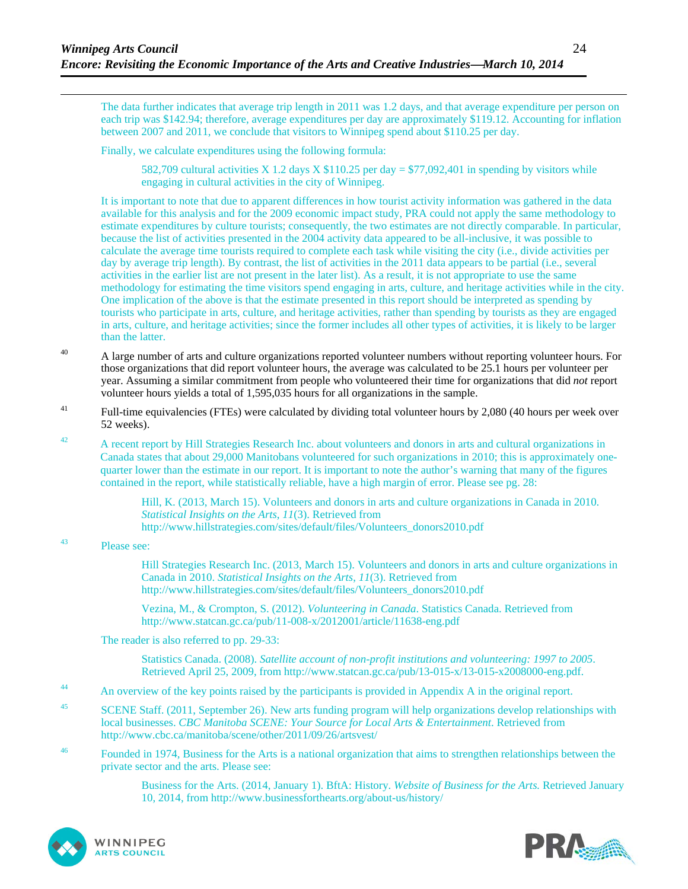The data further indicates that average trip length in 2011 was 1.2 days, and that average expenditure per person on each trip was $142.94; therefore, average expenditures per day are approximately $119.12. Accounting for inflation between 2007 and 2011, we conclude that visitors to Winnipeg spend about $110.25 per day.

Finally, we calculate expenditures using the following formula:

> 582,709 cultural activities X 1.2 days X $110.25 per day = $77,092,401 in spending by visitors while engaging in cultural activities in the city of Winnipeg.

It is important to note that due to apparent differences in how tourist activity information was gathered in the data available for this analysis and for the 2009 economic impact study, PRA could not apply the same methodology to estimate expenditures by culture tourists; consequently, the two estimates are not directly comparable. In particular, because the list of activities presented in the 2004 activity data appeared to be all-inclusive, it was possible to calculate the average time tourists required to complete each task while visiting the city (i.e., divide activities per day by average trip length). By contrast, the list of activities in the 2011 data appears to be partial (i.e., several activities in the earlier list are not present in the later list). As a result, it is not appropriate to use the same methodology for estimating the time visitors spend engaging in arts, culture, and heritage activities while in the city. One implication of the above is that the estimate presented in this report should be interpreted as spending by tourists who participate in arts, culture, and heritage activities, rather than spending by tourists as they are engaged in arts, culture, and heritage activities; since the former includes all other types of activities, it is likely to be larger than the latter.

[40] A large number of arts and culture organizations reported volunteer numbers without reporting volunteer hours. For those organizations that did report volunteer hours, the average was calculated to be 25.1 hours per volunteer per year. Assuming a similar commitment from people who volunteered their time for organizations that did *not* report volunteer hours yields a total of 1,595,035 hours for all organizations in the sample.

[41] Full-time equivalencies (FTEs) were calculated by dividing total volunteer hours by 2,080 (40 hours per week over 52 weeks).

[42] A recent report by Hill Strategies Research Inc. about volunteers and donors in arts and cultural organizations in Canada states that about 29,000 Manitobans volunteered for such organizations in 2010; this is approximately one-quarter lower than the estimate in our report. It is important to note the author's warning that many of the figures contained in the report, while statistically reliable, have a high margin of error. Please see pg. 28:

> Hill, K. (2013, March 15). Volunteers and donors in arts and culture organizations in Canada in 2010. *Statistical Insights on the Arts, 11*(3). Retrieved from http://www.hillstrategies.com/sites/default/files/Volunteers_donors2010.pdf

[43] Please see:

> Hill Strategies Research Inc. (2013, March 15). Volunteers and donors in arts and culture organizations in Canada in 2010. *Statistical Insights on the Arts, 11*(3). Retrieved from http://www.hillstrategies.com/sites/default/files/Volunteers_donors2010.pdf
>
> Vezina, M., & Crompton, S. (2012). *Volunteering in Canada*. Statistics Canada. Retrieved from http://www.statcan.gc.ca/pub/11-008-x/2012001/article/11638-eng.pdf

The reader is also referred to pp. 29-33:

> Statistics Canada. (2008). *Satellite account of non-profit institutions and volunteering: 1997 to 2005*. Retrieved April 25, 2009, from http://www.statcan.gc.ca/pub/13-015-x/13-015-x2008000-eng.pdf.

[44] An overview of the key points raised by the participants is provided in Appendix A in the original report.

[45] SCENE Staff. (2011, September 26). New arts funding program will help organizations develop relationships with local businesses. *CBC Manitoba SCENE: Your Source for Local Arts & Entertainment*. Retrieved from http://www.cbc.ca/manitoba/scene/other/2011/09/26/artsvest/

[46] Founded in 1974, Business for the Arts is a national organization that aims to strengthen relationships between the private sector and the arts. Please see:

> Business for the Arts. (2014, January 1). BftA: History. *Website of Business for the Arts.* Retrieved January 10, 2014, from http://www.businessforthearts.org/about-us/history/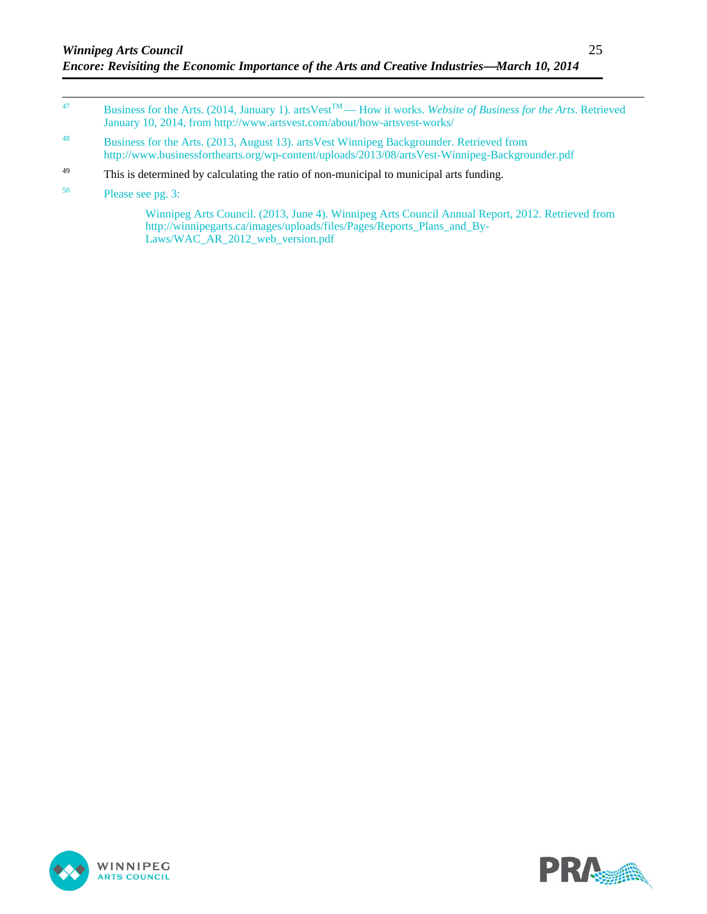[47] Business for the Arts. (2014, January 1). artsVest™ — How it works. *Website of Business for the Arts*. Retrieved January 10, 2014, from http://www.artsvest.com/about/how-artsvest-works/

[48] Business for the Arts. (2013, August 13). artsVest Winnipeg Backgrounder. Retrieved from http://www.businessforthearts.org/wp-content/uploads/2013/08/artsVest-Winnipeg-Backgrounder.pdf

[49] This is determined by calculating the ratio of non-municipal to municipal arts funding.

[50] Please see pg. 3:

Winnipeg Arts Council. (2013, June 4). Winnipeg Arts Council Annual Report, 2012. Retrieved from http://winnipegarts.ca/images/uploads/files/Pages/Reports_Plans_and_By-Laws/WAC_AR_2012_web_version.pdf